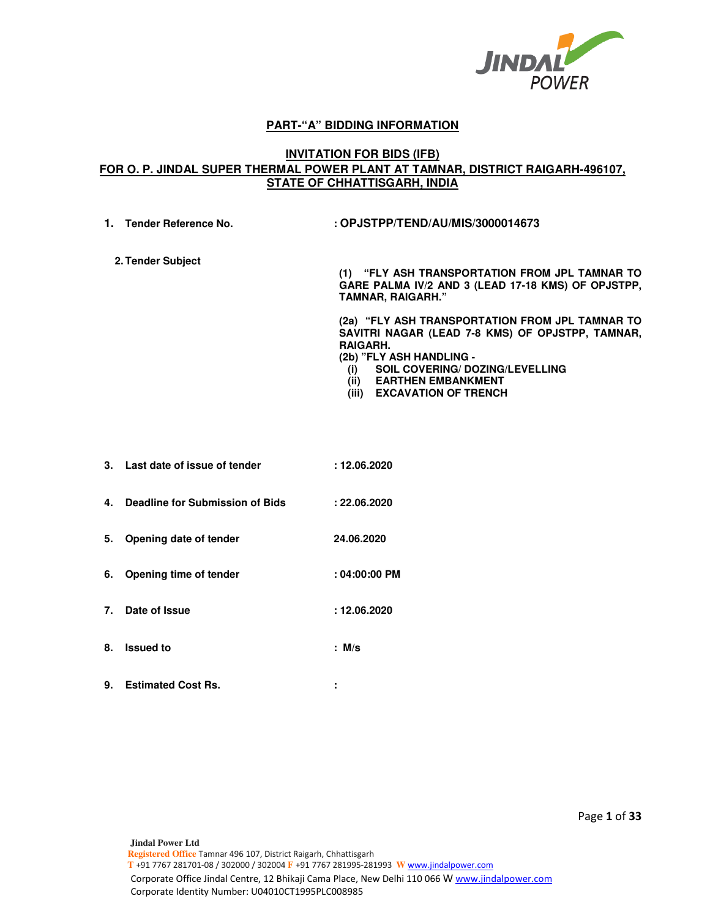## PART-"A" BIDDING INFORMATION

### INVITATION FOR BIDS (IFB)
### FOR O. P. JINDAL SUPER THERMAL POWER PLANT AT TAMNAR, DISTRICT RAIGARH-496107, STATE OF CHHATTISGARH, INDIA

1. **Tender Reference No.** : **OPJSTPP/TEND/AU/MIS/3000014673**

2. **Tender Subject**

   **(1) "FLY ASH TRANSPORTATION FROM JPL TAMNAR TO GARE PALMA IV/2 AND 3 (LEAD 17-18 KMS) OF OPJSTPP, TAMNAR, RAIGARH."**

   **(2a) "FLY ASH TRANSPORTATION FROM JPL TAMNAR TO SAVITRI NAGAR (LEAD 7-8 KMS) OF OPJSTPP, TAMNAR, RAIGARH.**

   **(2b) "FLY ASH HANDLING -**
   - **(i) SOIL COVERING/ DOZING/LEVELLING**
   - **(ii) EARTHEN EMBANKMENT**
   - **(iii) EXCAVATION OF TRENCH**

3. **Last date of issue of tender** : **12.06.2020**

4. **Deadline for Submission of Bids** : **22.06.2020**

5. **Opening date of tender** **24.06.2020**

6. **Opening time of tender** : **04:00:00 PM**

7. **Date of Issue** : **12.06.2020**

8. **Issued to** : **M/s**

9. **Estimated Cost Rs.** :

**Jindal Power Ltd**
Registered Office Tamnar 496 107, District Raigarh, Chhattisgarh
T +91 7767 281701-08 / 302000 / 302004 F +91 7767 281995-281993 W www.jindalpower.com
Corporate Office Jindal Centre, 12 Bhikaji Cama Place, New Delhi 110 066 W www.jindalpower.com
Corporate Identity Number: U04010CT1995PLC008985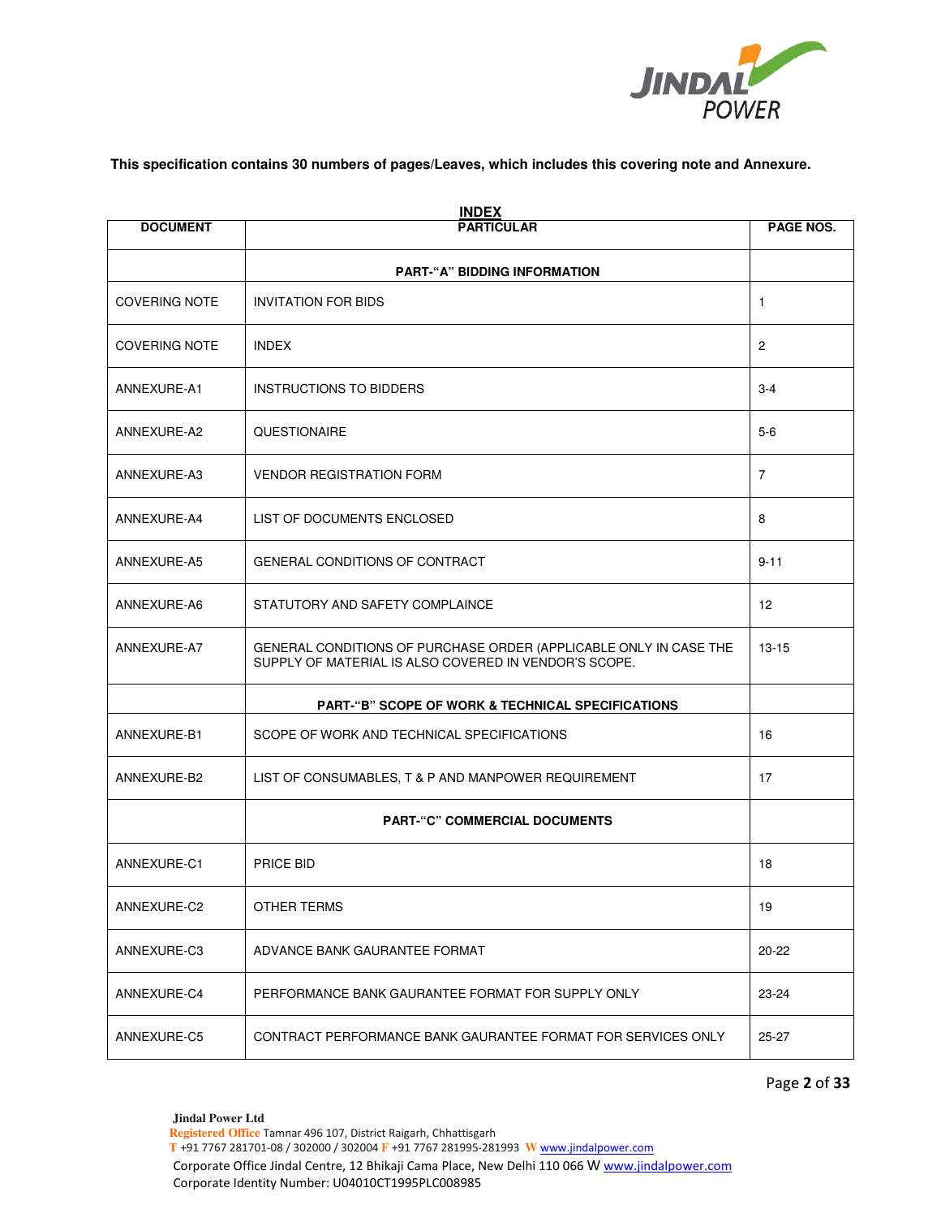**This specification contains 30 numbers of pages/Leaves, which includes this covering note and Annexure.**

**INDEX**

| DOCUMENT | PARTICULAR | PAGE NOS. |
|---|---|---|
| | **PART-"A" BIDDING INFORMATION** | |
| COVERING NOTE | INVITATION FOR BIDS | 1 |
| COVERING NOTE | INDEX | 2 |
| ANNEXURE-A1 | INSTRUCTIONS TO BIDDERS | 3-4 |
| ANNEXURE-A2 | QUESTIONAIRE | 5-6 |
| ANNEXURE-A3 | VENDOR REGISTRATION FORM | 7 |
| ANNEXURE-A4 | LIST OF DOCUMENTS ENCLOSED | 8 |
| ANNEXURE-A5 | GENERAL CONDITIONS OF CONTRACT | 9-11 |
| ANNEXURE-A6 | STATUTORY AND SAFETY COMPLAINCE | 12 |
| ANNEXURE-A7 | GENERAL CONDITIONS OF PURCHASE ORDER (APPLICABLE ONLY IN CASE THE SUPPLY OF MATERIAL IS ALSO COVERED IN VENDOR'S SCOPE. | 13-15 |
| | **PART-"B" SCOPE OF WORK & TECHNICAL SPECIFICATIONS** | |
| ANNEXURE-B1 | SCOPE OF WORK AND TECHNICAL SPECIFICATIONS | 16 |
| ANNEXURE-B2 | LIST OF CONSUMABLES, T & P AND MANPOWER REQUIREMENT | 17 |
| | **PART-"C" COMMERCIAL DOCUMENTS** | |
| ANNEXURE-C1 | PRICE BID | 18 |
| ANNEXURE-C2 | OTHER TERMS | 19 |
| ANNEXURE-C3 | ADVANCE BANK GAURANTEE FORMAT | 20-22 |
| ANNEXURE-C4 | PERFORMANCE BANK GAURANTEE FORMAT FOR SUPPLY ONLY | 23-24 |
| ANNEXURE-C5 | CONTRACT PERFORMANCE BANK GAURANTEE FORMAT FOR SERVICES ONLY | 25-27 |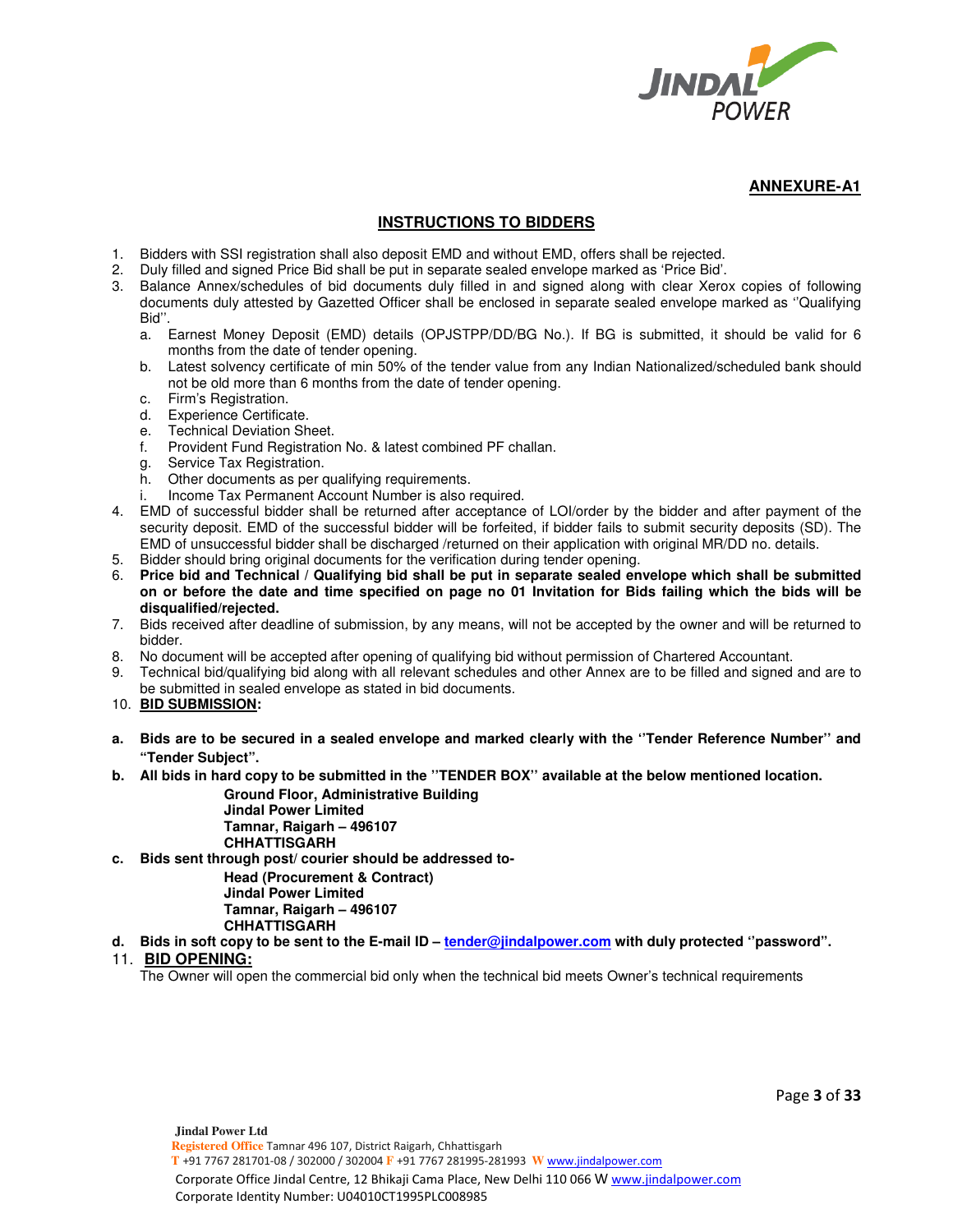**ANNEXURE-A1**

## INSTRUCTIONS TO BIDDERS

1. Bidders with SSI registration shall also deposit EMD and without EMD, offers shall be rejected.
2. Duly filled and signed Price Bid shall be put in separate sealed envelope marked as 'Price Bid'.
3. Balance Annex/schedules of bid documents duly filled in and signed along with clear Xerox copies of following documents duly attested by Gazetted Officer shall be enclosed in separate sealed envelope marked as ''Qualifying Bid''.
   a. Earnest Money Deposit (EMD) details (OPJSTPP/DD/BG No.). If BG is submitted, it should be valid for 6 months from the date of tender opening.
   b. Latest solvency certificate of min 50% of the tender value from any Indian Nationalized/scheduled bank should not be old more than 6 months from the date of tender opening.
   c. Firm's Registration.
   d. Experience Certificate.
   e. Technical Deviation Sheet.
   f. Provident Fund Registration No. & latest combined PF challan.
   g. Service Tax Registration.
   h. Other documents as per qualifying requirements.
   i. Income Tax Permanent Account Number is also required.
4. EMD of successful bidder shall be returned after acceptance of LOI/order by the bidder and after payment of the security deposit. EMD of the successful bidder will be forfeited, if bidder fails to submit security deposits (SD). The EMD of unsuccessful bidder shall be discharged /returned on their application with original MR/DD no. details.
5. Bidder should bring original documents for the verification during tender opening.
6. **Price bid and Technical / Qualifying bid shall be put in separate sealed envelope which shall be submitted on or before the date and time specified on page no 01 Invitation for Bids failing which the bids will be disqualified/rejected.**
7. Bids received after deadline of submission, by any means, will not be accepted by the owner and will be returned to bidder.
8. No document will be accepted after opening of qualifying bid without permission of Chartered Accountant.
9. Technical bid/qualifying bid along with all relevant schedules and other Annex are to be filled and signed and are to be submitted in sealed envelope as stated in bid documents.
10. **BID SUBMISSION:**

**a. Bids are to be secured in a sealed envelope and marked clearly with the ''Tender Reference Number'' and "Tender Subject".**

**b. All bids in hard copy to be submitted in the ''TENDER BOX'' available at the below mentioned location.**

> **Ground Floor, Administrative Building**
> **Jindal Power Limited**
> **Tamnar, Raigarh – 496107**
> **CHHATTISGARH**

**c. Bids sent through post/ courier should be addressed to-**

> **Head (Procurement & Contract)**
> **Jindal Power Limited**
> **Tamnar, Raigarh – 496107**
> **CHHATTISGARH**

**d. Bids in soft copy to be sent to the E-mail ID – tender@jindalpower.com with duly protected ''password".**

11. **BID OPENING:**

The Owner will open the commercial bid only when the technical bid meets Owner's technical requirements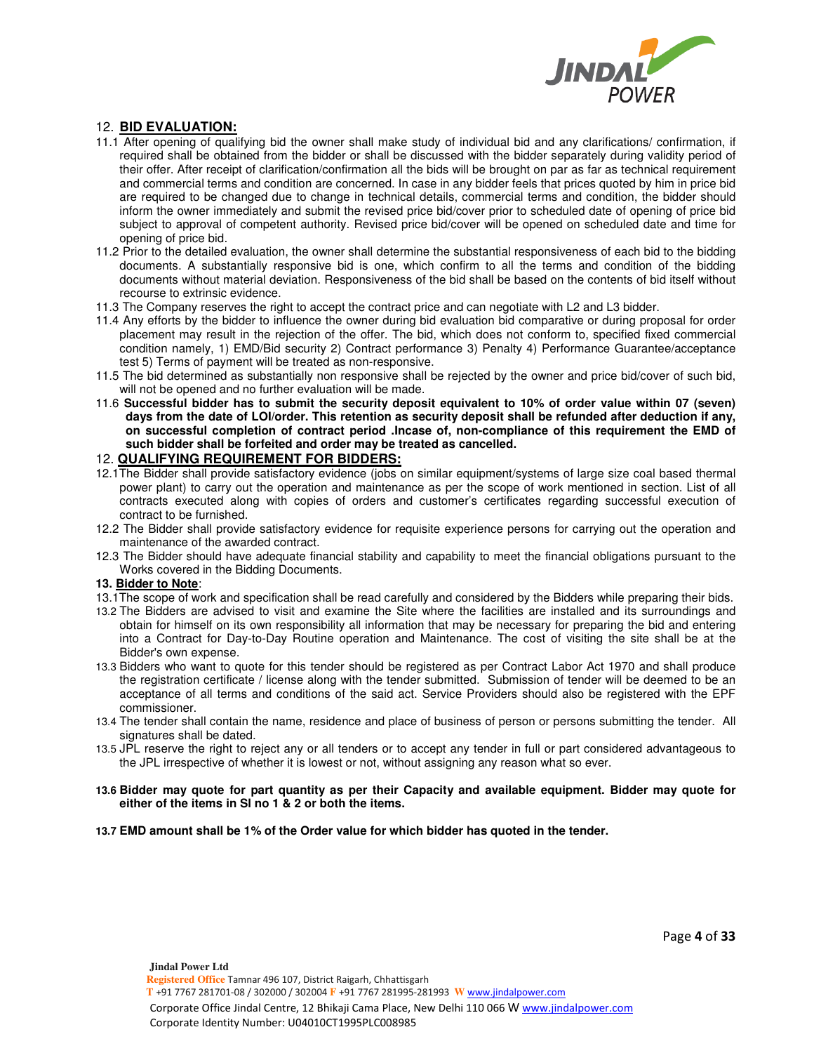## 12. BID EVALUATION:

11.1 After opening of qualifying bid the owner shall make study of individual bid and any clarifications/ confirmation, if required shall be obtained from the bidder or shall be discussed with the bidder separately during validity period of their offer. After receipt of clarification/confirmation all the bids will be brought on par as far as technical requirement and commercial terms and condition are concerned. In case in any bidder feels that prices quoted by him in price bid are required to be changed due to change in technical details, commercial terms and condition, the bidder should inform the owner immediately and submit the revised price bid/cover prior to scheduled date of opening of price bid subject to approval of competent authority. Revised price bid/cover will be opened on scheduled date and time for opening of price bid.

11.2 Prior to the detailed evaluation, the owner shall determine the substantial responsiveness of each bid to the bidding documents. A substantially responsive bid is one, which confirm to all the terms and condition of the bidding documents without material deviation. Responsiveness of the bid shall be based on the contents of bid itself without recourse to extrinsic evidence.

11.3 The Company reserves the right to accept the contract price and can negotiate with L2 and L3 bidder.

11.4 Any efforts by the bidder to influence the owner during bid evaluation bid comparative or during proposal for order placement may result in the rejection of the offer. The bid, which does not conform to, specified fixed commercial condition namely, 1) EMD/Bid security 2) Contract performance 3) Penalty 4) Performance Guarantee/acceptance test 5) Terms of payment will be treated as non-responsive.

11.5 The bid determined as substantially non responsive shall be rejected by the owner and price bid/cover of such bid, will not be opened and no further evaluation will be made.

11.6 **Successful bidder has to submit the security deposit equivalent to 10% of order value within 07 (seven) days from the date of LOI/order. This retention as security deposit shall be refunded after deduction if any, on successful completion of contract period .Incase of, non-compliance of this requirement the EMD of such bidder shall be forfeited and order may be treated as cancelled.**

## 12. QUALIFYING REQUIREMENT FOR BIDDERS:

12.1 The Bidder shall provide satisfactory evidence (jobs on similar equipment/systems of large size coal based thermal power plant) to carry out the operation and maintenance as per the scope of work mentioned in section. List of all contracts executed along with copies of orders and customer's certificates regarding successful execution of contract to be furnished.

12.2 The Bidder shall provide satisfactory evidence for requisite experience persons for carrying out the operation and maintenance of the awarded contract.

12.3 The Bidder should have adequate financial stability and capability to meet the financial obligations pursuant to the Works covered in the Bidding Documents.

## 13. Bidder to Note:

13.1 The scope of work and specification shall be read carefully and considered by the Bidders while preparing their bids.

13.2 The Bidders are advised to visit and examine the Site where the facilities are installed and its surroundings and obtain for himself on its own responsibility all information that may be necessary for preparing the bid and entering into a Contract for Day-to-Day Routine operation and Maintenance. The cost of visiting the site shall be at the Bidder's own expense.

13.3 Bidders who want to quote for this tender should be registered as per Contract Labor Act 1970 and shall produce the registration certificate / license along with the tender submitted. Submission of tender will be deemed to be an acceptance of all terms and conditions of the said act. Service Providers should also be registered with the EPF commissioner.

13.4 The tender shall contain the name, residence and place of business of person or persons submitting the tender. All signatures shall be dated.

13.5 JPL reserve the right to reject any or all tenders or to accept any tender in full or part considered advantageous to the JPL irrespective of whether it is lowest or not, without assigning any reason what so ever.

**13.6 Bidder may quote for part quantity as per their Capacity and available equipment. Bidder may quote for either of the items in Sl no 1 & 2 or both the items.**

**13.7 EMD amount shall be 1% of the Order value for which bidder has quoted in the tender.**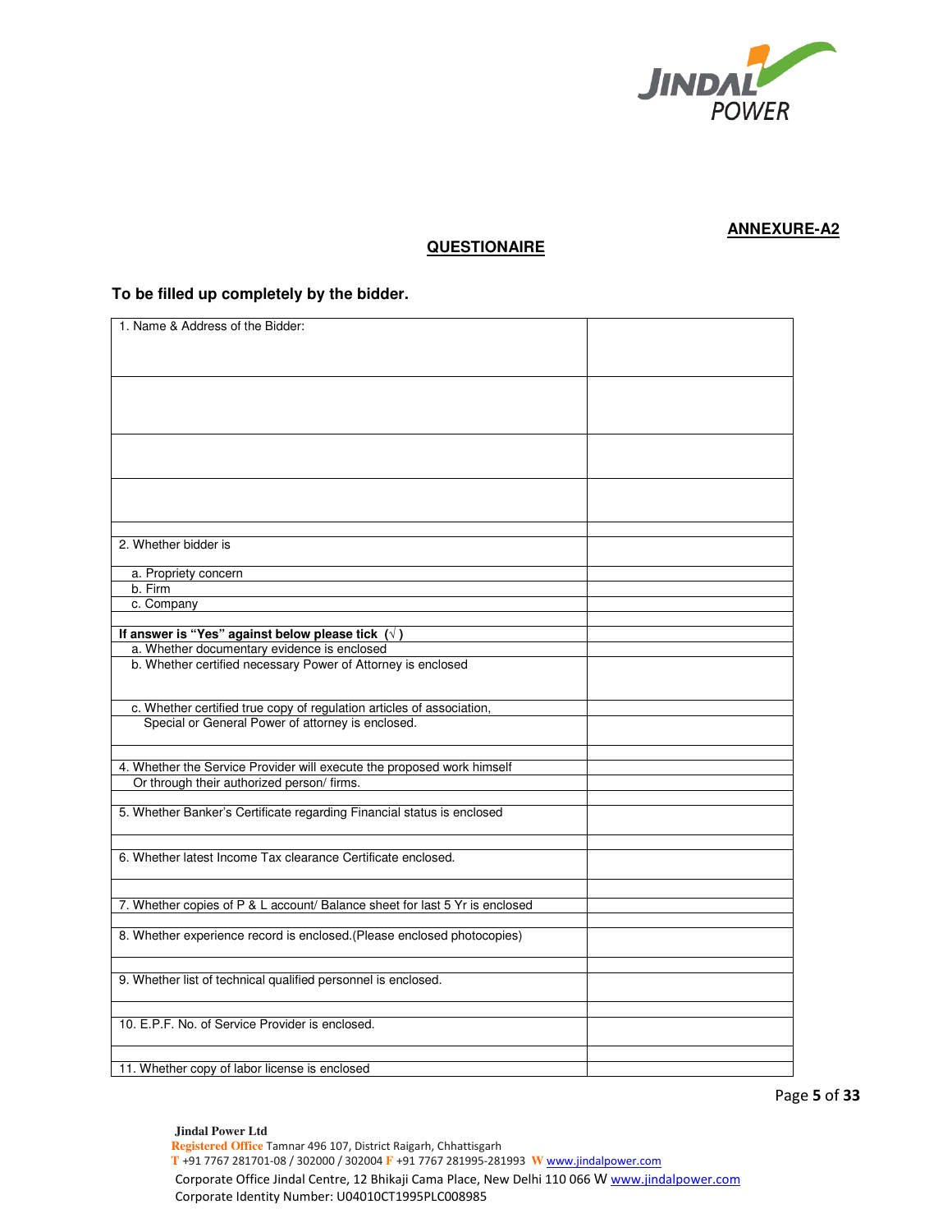**ANNEXURE-A2**

## QUESTIONAIRE

**To be filled up completely by the bidder.**

| | |
|---|---|
| 1. Name & Address of the Bidder: | |
| | |
| | |
| | |
| | |
| 2. Whether bidder is | |
| a. Propriety concern | |
| b. Firm | |
| c. Company | |
| | |
| **If answer is "Yes" against below please tick (√)** | |
| a. Whether documentary evidence is enclosed | |
| b. Whether certified necessary Power of Attorney is enclosed | |
| c. Whether certified true copy of regulation articles of association, | |
| Special or General Power of attorney is enclosed. | |
| | |
| 4. Whether the Service Provider will execute the proposed work himself | |
| Or through their authorized person/ firms. | |
| | |
| 5. Whether Banker's Certificate regarding Financial status is enclosed | |
| | |
| 6. Whether latest Income Tax clearance Certificate enclosed. | |
| | |
| 7. Whether copies of P & L account/ Balance sheet for last 5 Yr is enclosed | |
| | |
| 8. Whether experience record is enclosed.(Please enclosed photocopies) | |
| | |
| 9. Whether list of technical qualified personnel is enclosed. | |
| | |
| 10. E.P.F. No. of Service Provider is enclosed. | |
| | |
| 11. Whether copy of labor license is enclosed | |

**Jindal Power Ltd**
Registered Office Tamnar 496 107, District Raigarh, Chhattisgarh
T +91 7767 281701-08 / 302000 / 302004 F +91 7767 281995-281993 W www.jindalpower.com
Corporate Office Jindal Centre, 12 Bhikaji Cama Place, New Delhi 110 066 W www.jindalpower.com
Corporate Identity Number: U04010CT1995PLC008985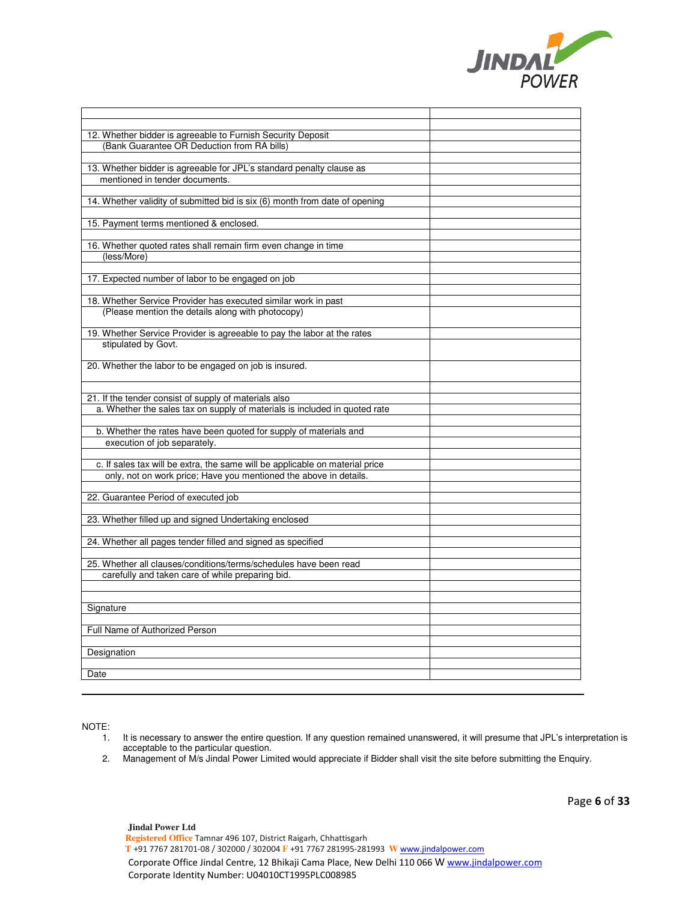| | |
|---|---|
| 12. Whether bidder is agreeable to Furnish Security Deposit (Bank Guarantee OR Deduction from RA bills) | |
| 13. Whether bidder is agreeable for JPL's standard penalty clause as mentioned in tender documents. | |
| 14. Whether validity of submitted bid is six (6) month from date of opening | |
| 15. Payment terms mentioned & enclosed. | |
| 16. Whether quoted rates shall remain firm even change in time (less/More) | |
| 17. Expected number of labor to be engaged on job | |
| 18. Whether Service Provider has executed similar work in past (Please mention the details along with photocopy) | |
| 19. Whether Service Provider is agreeable to pay the labor at the rates stipulated by Govt. | |
| 20. Whether the labor to be engaged on job is insured. | |
| 21. If the tender consist of supply of materials also | |
| a. Whether the sales tax on supply of materials is included in quoted rate | |
| b. Whether the rates have been quoted for supply of materials and execution of job separately. | |
| c. If sales tax will be extra, the same will be applicable on material price only, not on work price; Have you mentioned the above in details. | |
| 22. Guarantee Period of executed job | |
| 23. Whether filled up and signed Undertaking enclosed | |
| 24. Whether all pages tender filled and signed as specified | |
| 25. Whether all clauses/conditions/terms/schedules have been read carefully and taken care of while preparing bid. | |
| Signature | |
| Full Name of Authorized Person | |
| Designation | |
| Date | |

NOTE:

1. It is necessary to answer the entire question. If any question remained unanswered, it will presume that JPL's interpretation is acceptable to the particular question.
2. Management of M/s Jindal Power Limited would appreciate if Bidder shall visit the site before submitting the Enquiry.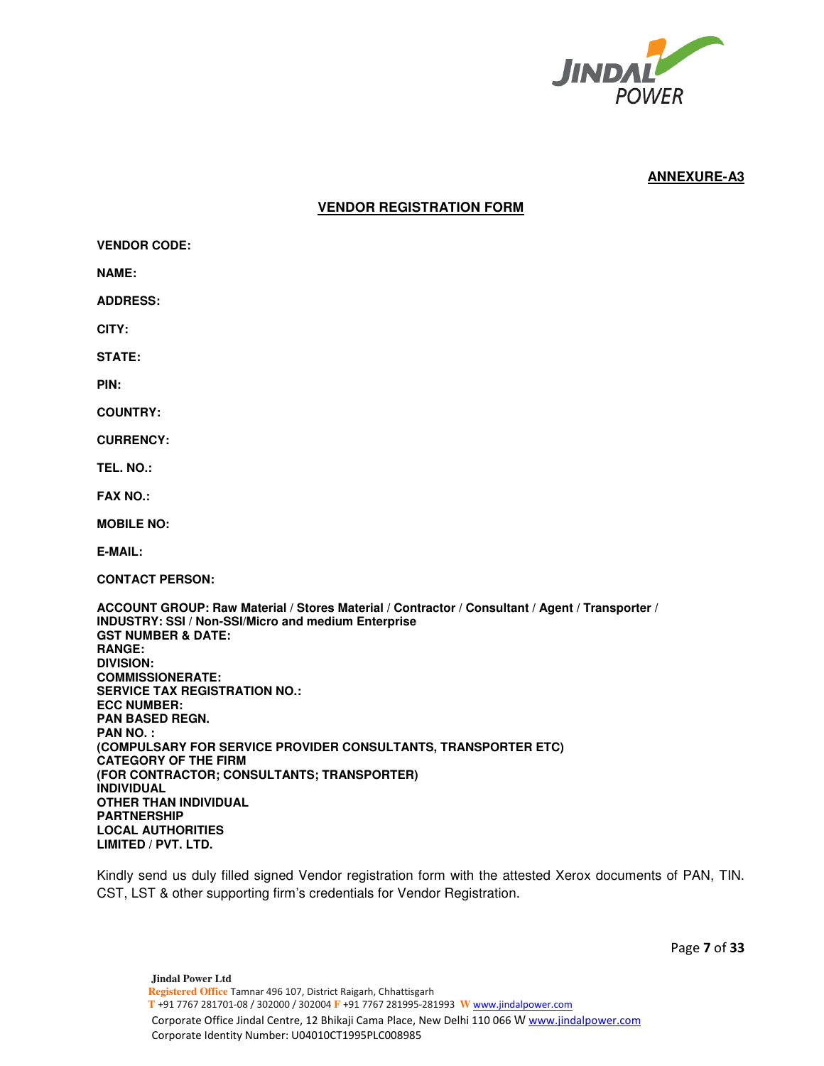**ANNEXURE-A3**

## VENDOR REGISTRATION FORM

**VENDOR CODE:**

**NAME:**

**ADDRESS:**

**CITY:**

**STATE:**

**PIN:**

**COUNTRY:**

**CURRENCY:**

**TEL. NO.:**

**FAX NO.:**

**MOBILE NO:**

**E-MAIL:**

**CONTACT PERSON:**

**ACCOUNT GROUP: Raw Material / Stores Material / Contractor / Consultant / Agent / Transporter /**
**INDUSTRY: SSI / Non-SSI/Micro and medium Enterprise**
**GST NUMBER & DATE:**
**RANGE:**
**DIVISION:**
**COMMISSIONERATE:**
**SERVICE TAX REGISTRATION NO.:**
**ECC NUMBER:**
**PAN BASED REGN.**
**PAN NO. :**
**(COMPULSARY FOR SERVICE PROVIDER CONSULTANTS, TRANSPORTER ETC)**
**CATEGORY OF THE FIRM**
**(FOR CONTRACTOR; CONSULTANTS; TRANSPORTER)**
**INDIVIDUAL**
**OTHER THAN INDIVIDUAL**
**PARTNERSHIP**
**LOCAL AUTHORITIES**
**LIMITED / PVT. LTD.**

Kindly send us duly filled signed Vendor registration form with the attested Xerox documents of PAN, TIN. CST, LST & other supporting firm's credentials for Vendor Registration.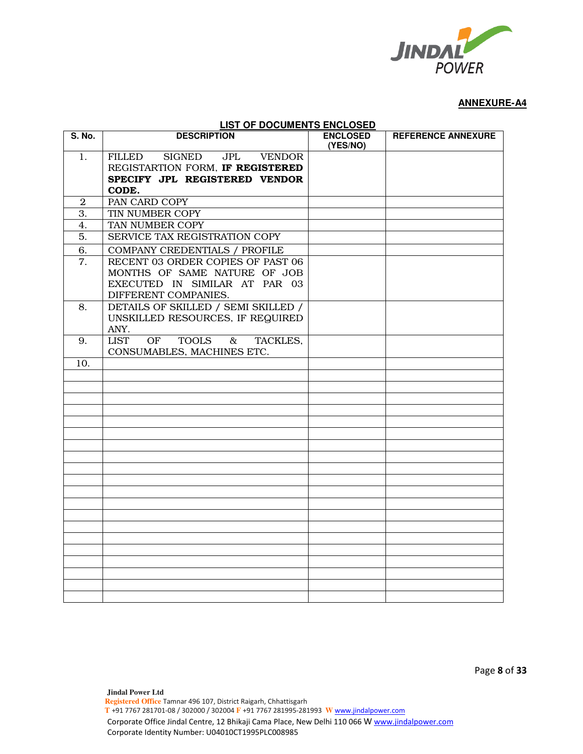**ANNEXURE-A4**

**LIST OF DOCUMENTS ENCLOSED**

| S. No. | DESCRIPTION | ENCLOSED (YES/NO) | REFERENCE ANNEXURE |
|---|---|---|---|
| 1. | FILLED SIGNED JPL VENDOR REGISTARTION FORM, **IF REGISTERED SPECIFY JPL REGISTERED VENDOR CODE.** | | |
| 2 | PAN CARD COPY | | |
| 3. | TIN NUMBER COPY | | |
| 4. | TAN NUMBER COPY | | |
| 5. | SERVICE TAX REGISTRATION COPY | | |
| 6. | COMPANY CREDENTIALS / PROFILE | | |
| 7. | RECENT 03 ORDER COPIES OF PAST 06 MONTHS OF SAME NATURE OF JOB EXECUTED IN SIMILAR AT PAR 03 DIFFERENT COMPANIES. | | |
| 8. | DETAILS OF SKILLED / SEMI SKILLED / UNSKILLED RESOURCES, IF REQUIRED ANY. | | |
| 9. | LIST OF TOOLS & TACKLES, CONSUMABLES, MACHINES ETC. | | |
| 10. | | | |
| | | | |
| | | | |
| | | | |
| | | | |
| | | | |
| | | | |
| | | | |
| | | | |
| | | | |
| | | | |
| | | | |
| | | | |
| | | | |
| | | | |
| | | | |
| | | | |
| | | | |
| | | | |
| | | | |
| | | | |

**Jindal Power Ltd**
**Registered Office** Tamnar 496 107, District Raigarh, Chhattisgarh
**T** +91 7767 281701-08 / 302000 / 302004 **F** +91 7767 281995-281993 **W** www.jindalpower.com
Corporate Office Jindal Centre, 12 Bhikaji Cama Place, New Delhi 110 066 W www.jindalpower.com
Corporate Identity Number: U04010CT1995PLC008985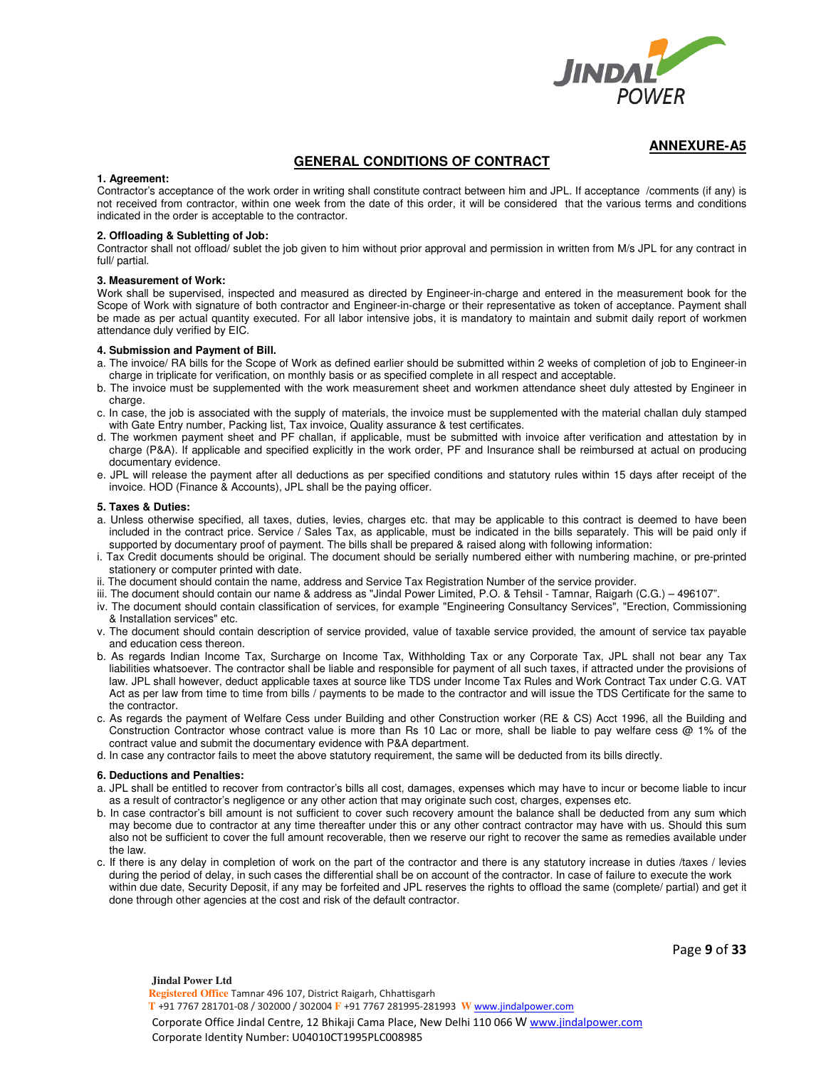**ANNEXURE-A5**

## GENERAL CONDITIONS OF CONTRACT

**1. Agreement:**

Contractor's acceptance of the work order in writing shall constitute contract between him and JPL. If acceptance /comments (if any) is not received from contractor, within one week from the date of this order, it will be considered that the various terms and conditions indicated in the order is acceptable to the contractor.

**2. Offloading & Subletting of Job:**

Contractor shall not offload/ sublet the job given to him without prior approval and permission in written from M/s JPL for any contract in full/ partial.

**3. Measurement of Work:**

Work shall be supervised, inspected and measured as directed by Engineer-in-charge and entered in the measurement book for the Scope of Work with signature of both contractor and Engineer-in-charge or their representative as token of acceptance. Payment shall be made as per actual quantity executed. For all labor intensive jobs, it is mandatory to maintain and submit daily report of workmen attendance duly verified by EIC.

**4. Submission and Payment of Bill.**

a. The invoice/ RA bills for the Scope of Work as defined earlier should be submitted within 2 weeks of completion of job to Engineer-in charge in triplicate for verification, on monthly basis or as specified complete in all respect and acceptable.
b. The invoice must be supplemented with the work measurement sheet and workmen attendance sheet duly attested by Engineer in charge.
c. In case, the job is associated with the supply of materials, the invoice must be supplemented with the material challan duly stamped with Gate Entry number, Packing list, Tax invoice, Quality assurance & test certificates.
d. The workmen payment sheet and PF challan, if applicable, must be submitted with invoice after verification and attestation by in charge (P&A). If applicable and specified explicitly in the work order, PF and Insurance shall be reimbursed at actual on producing documentary evidence.
e. JPL will release the payment after all deductions as per specified conditions and statutory rules within 15 days after receipt of the invoice. HOD (Finance & Accounts), JPL shall be the paying officer.

**5. Taxes & Duties:**

a. Unless otherwise specified, all taxes, duties, levies, charges etc. that may be applicable to this contract is deemed to have been included in the contract price. Service / Sales Tax, as applicable, must be indicated in the bills separately. This will be paid only if supported by documentary proof of payment. The bills shall be prepared & raised along with following information:
i. Tax Credit documents should be original. The document should be serially numbered either with numbering machine, or pre-printed stationery or computer printed with date.
ii. The document should contain the name, address and Service Tax Registration Number of the service provider.
iii. The document should contain our name & address as "Jindal Power Limited, P.O. & Tehsil - Tamnar, Raigarh (C.G.) – 496107".
iv. The document should contain classification of services, for example "Engineering Consultancy Services", "Erection, Commissioning & Installation services" etc.
v. The document should contain description of service provided, value of taxable service provided, the amount of service tax payable and education cess thereon.
b. As regards Indian Income Tax, Surcharge on Income Tax, Withholding Tax or any Corporate Tax, JPL shall not bear any Tax liabilities whatsoever. The contractor shall be liable and responsible for payment of all such taxes, if attracted under the provisions of law. JPL shall however, deduct applicable taxes at source like TDS under Income Tax Rules and Work Contract Tax under C.G. VAT Act as per law from time to time from bills / payments to be made to the contractor and will issue the TDS Certificate for the same to the contractor.
c. As regards the payment of Welfare Cess under Building and other Construction worker (RE & CS) Acct 1996, all the Building and Construction Contractor whose contract value is more than Rs 10 Lac or more, shall be liable to pay welfare cess @ 1% of the contract value and submit the documentary evidence with P&A department.
d. In case any contractor fails to meet the above statutory requirement, the same will be deducted from its bills directly.

**6. Deductions and Penalties:**

a. JPL shall be entitled to recover from contractor's bills all cost, damages, expenses which may have to incur or become liable to incur as a result of contractor's negligence or any other action that may originate such cost, charges, expenses etc.
b. In case contractor's bill amount is not sufficient to cover such recovery amount the balance shall be deducted from any sum which may become due to contractor at any time thereafter under this or any other contract contractor may have with us. Should this sum also not be sufficient to cover the full amount recoverable, then we reserve our right to recover the same as remedies available under the law.
c. If there is any delay in completion of work on the part of the contractor and there is any statutory increase in duties /taxes / levies during the period of delay, in such cases the differential shall be on account of the contractor. In case of failure to execute the work within due date, Security Deposit, if any may be forfeited and JPL reserves the rights to offload the same (complete/ partial) and get it done through other agencies at the cost and risk of the default contractor.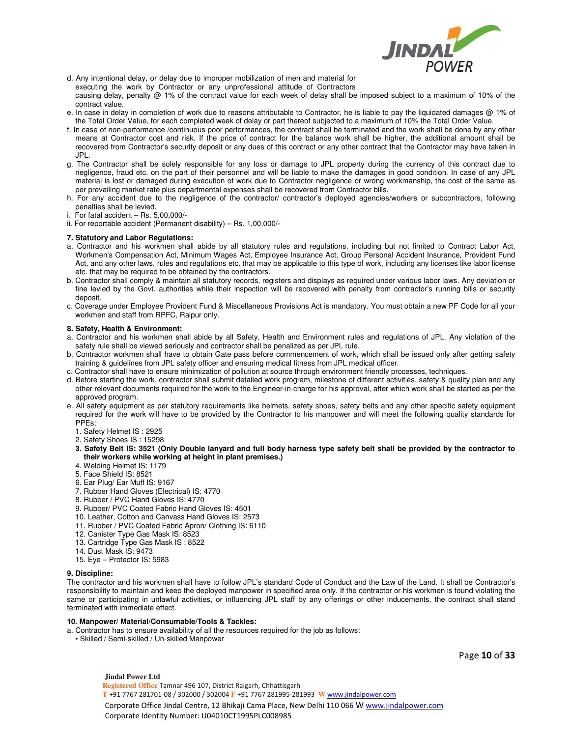d. Any intentional delay, or delay due to improper mobilization of men and material for executing the work by Contractor or any unprofessional attitude of Contractors causing delay, penalty @ 1% of the contract value for each week of delay shall be imposed subject to a maximum of 10% of the contract value.

e. In case in delay in completion of work due to reasons attributable to Contractor, he is liable to pay the liquidated damages @ 1% of the Total Order Value, for each completed week of delay or part thereof subjected to a maximum of 10% the Total Order Value.

f. In case of non-performance /continuous poor performances, the contract shall be terminated and the work shall be done by any other means at Contractor cost and risk. If the price of contract for the balance work shall be higher, the additional amount shall be recovered from Contractor's security deposit or any dues of this contract or any other contract that the Contractor may have taken in JPL.

g. The Contractor shall be solely responsible for any loss or damage to JPL property during the currency of this contract due to negligence, fraud etc. on the part of their personnel and will be liable to make the damages in good condition. In case of any JPL material is lost or damaged during execution of work due to Contractor negligence or wrong workmanship, the cost of the same as per prevailing market rate plus departmental expenses shall be recovered from Contractor bills.

h. For any accident due to the negligence of the contractor/ contractor's deployed agencies/workers or subcontractors, following penalties shall be levied.

i. For fatal accident – Rs. 5,00,000/-

ii. For reportable accident (Permanent disability) – Rs. 1,00,000/-

**7. Statutory and Labor Regulations:**

a. Contractor and his workmen shall abide by all statutory rules and regulations, including but not limited to Contract Labor Act, Workmen's Compensation Act, Minimum Wages Act, Employee Insurance Act, Group Personal Accident Insurance, Provident Fund Act, and any other laws, rules and regulations etc. that may be applicable to this type of work, including any licenses like labor license etc. that may be required to be obtained by the contractors.

b. Contractor shall comply & maintain all statutory records, registers and displays as required under various labor laws. Any deviation or fine levied by the Govt. authorities while their inspection will be recovered with penalty from contractor's running bills or security deposit.

c. Coverage under Employee Provident Fund & Miscellaneous Provisions Act is mandatory. You must obtain a new PF Code for all your workmen and staff from RPFC, Raipur only.

**8. Safety, Health & Environment:**

a. Contractor and his workmen shall abide by all Safety, Health and Environment rules and regulations of JPL. Any violation of the safety rule shall be viewed seriously and contractor shall be penalized as per JPL rule.

b. Contractor workmen shall have to obtain Gate pass before commencement of work, which shall be issued only after getting safety training & guidelines from JPL safety officer and ensuring medical fitness from JPL medical officer.

c. Contractor shall have to ensure minimization of pollution at source through environment friendly processes, techniques.

d. Before starting the work, contractor shall submit detailed work program, milestone of different activities, safety & quality plan and any other relevant documents required for the work to the Engineer-in-charge for his approval, after which work shall be started as per the approved program.

e. All safety equipment as per statutory requirements like helmets, safety shoes, safety belts and any other specific safety equipment required for the work will have to be provided by the Contractor to his manpower and will meet the following quality standards for PPEs;

1. Safety Helmet IS : 2925
2. Safety Shoes IS : 15298
3. **Safety Belt IS: 3521 (Only Double lanyard and full body harness type safety belt shall be provided by the contractor to their workers while working at height in plant premises.)**
4. Welding Helmet IS: 1179
5. Face Shield IS: 8521
6. Ear Plug/ Ear Muff IS: 9167
7. Rubber Hand Gloves (Electrical) IS: 4770
8. Rubber / PVC Hand Gloves IS: 4770
9. Rubber/ PVC Coated Fabric Hand Gloves IS: 4501
10. Leather, Cotton and Canvass Hand Gloves IS: 2573
11. Rubber / PVC Coated Fabric Apron/ Clothing IS: 6110
12. Canister Type Gas Mask IS: 8523
13. Cartridge Type Gas Mask IS : 8522
14. Dust Mask IS: 9473
15. Eye – Protector IS: 5983

**9. Discipline:**

The contractor and his workmen shall have to follow JPL's standard Code of Conduct and the Law of the Land. It shall be Contractor's responsibility to maintain and keep the deployed manpower in specified area only. If the contractor or his workmen is found violating the same or participating in unlawful activities, or influencing JPL staff by any offerings or other inducements, the contract shall stand terminated with immediate effect.

**10. Manpower/ Material/Consumable/Tools & Tackles:**

a. Contractor has to ensure availability of all the resources required for the job as follows:

- Skilled / Semi-skilled / Un-skilled Manpower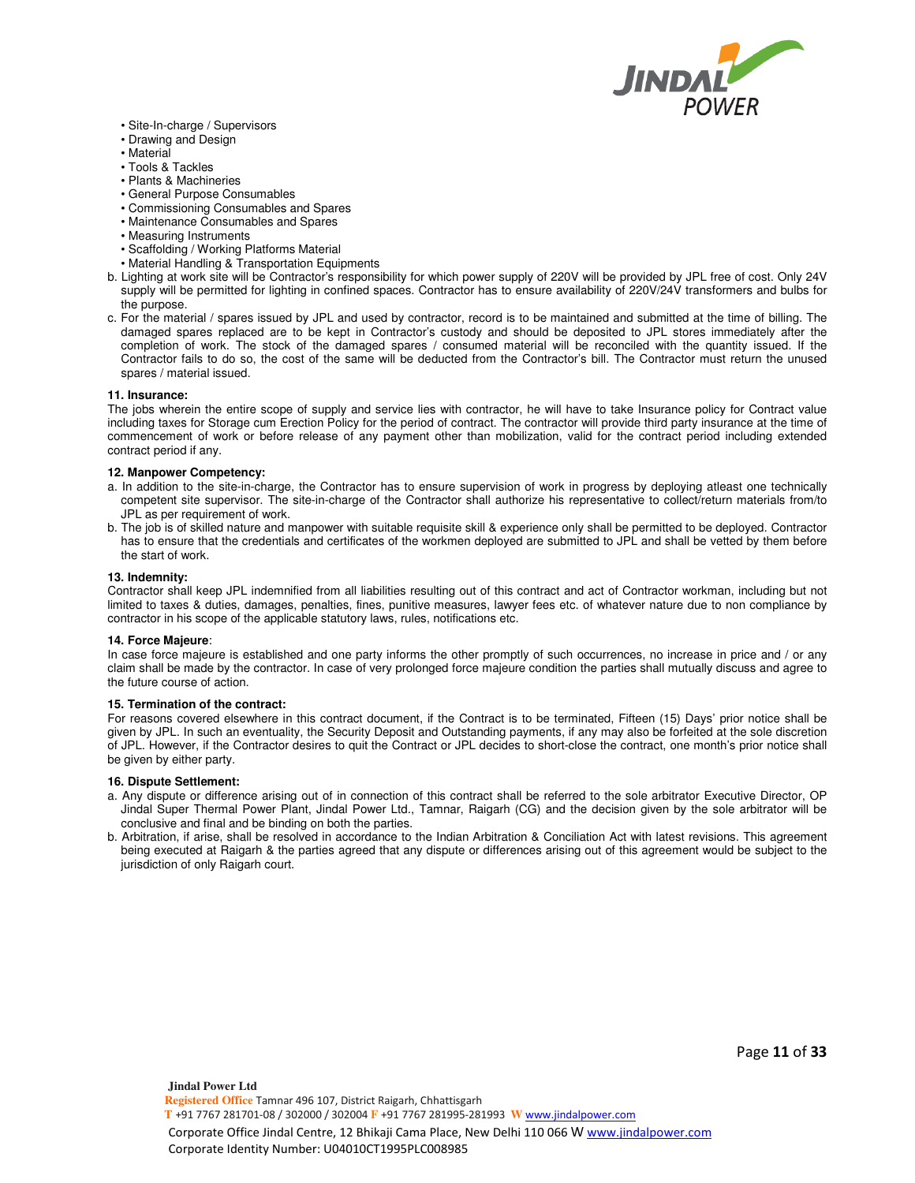- Site-In-charge / Supervisors
- Drawing and Design
- Material
- Tools & Tackles
- Plants & Machineries
- General Purpose Consumables
- Commissioning Consumables and Spares
- Maintenance Consumables and Spares
- Measuring Instruments
- Scaffolding / Working Platforms Material
- Material Handling & Transportation Equipments

b. Lighting at work site will be Contractor's responsibility for which power supply of 220V will be provided by JPL free of cost. Only 24V supply will be permitted for lighting in confined spaces. Contractor has to ensure availability of 220V/24V transformers and bulbs for the purpose.

c. For the material / spares issued by JPL and used by contractor, record is to be maintained and submitted at the time of billing. The damaged spares replaced are to be kept in Contractor's custody and should be deposited to JPL stores immediately after the completion of work. The stock of the damaged spares / consumed material will be reconciled with the quantity issued. If the Contractor fails to do so, the cost of the same will be deducted from the Contractor's bill. The Contractor must return the unused spares / material issued.

**11. Insurance:**

The jobs wherein the entire scope of supply and service lies with contractor, he will have to take Insurance policy for Contract value including taxes for Storage cum Erection Policy for the period of contract. The contractor will provide third party insurance at the time of commencement of work or before release of any payment other than mobilization, valid for the contract period including extended contract period if any.

**12. Manpower Competency:**

a. In addition to the site-in-charge, the Contractor has to ensure supervision of work in progress by deploying atleast one technically competent site supervisor. The site-in-charge of the Contractor shall authorize his representative to collect/return materials from/to JPL as per requirement of work.

b. The job is of skilled nature and manpower with suitable requisite skill & experience only shall be permitted to be deployed. Contractor has to ensure that the credentials and certificates of the workmen deployed are submitted to JPL and shall be vetted by them before the start of work.

**13. Indemnity:**

Contractor shall keep JPL indemnified from all liabilities resulting out of this contract and act of Contractor workman, including but not limited to taxes & duties, damages, penalties, fines, punitive measures, lawyer fees etc. of whatever nature due to non compliance by contractor in his scope of the applicable statutory laws, rules, notifications etc.

**14. Force Majeure**:

In case force majeure is established and one party informs the other promptly of such occurrences, no increase in price and / or any claim shall be made by the contractor. In case of very prolonged force majeure condition the parties shall mutually discuss and agree to the future course of action.

**15. Termination of the contract:**

For reasons covered elsewhere in this contract document, if the Contract is to be terminated, Fifteen (15) Days' prior notice shall be given by JPL. In such an eventuality, the Security Deposit and Outstanding payments, if any may also be forfeited at the sole discretion of JPL. However, if the Contractor desires to quit the Contract or JPL decides to short-close the contract, one month's prior notice shall be given by either party.

**16. Dispute Settlement:**

a. Any dispute or difference arising out of in connection of this contract shall be referred to the sole arbitrator Executive Director, OP Jindal Super Thermal Power Plant, Jindal Power Ltd., Tamnar, Raigarh (CG) and the decision given by the sole arbitrator will be conclusive and final and be binding on both the parties.

b. Arbitration, if arise, shall be resolved in accordance to the Indian Arbitration & Conciliation Act with latest revisions. This agreement being executed at Raigarh & the parties agreed that any dispute or differences arising out of this agreement would be subject to the jurisdiction of only Raigarh court.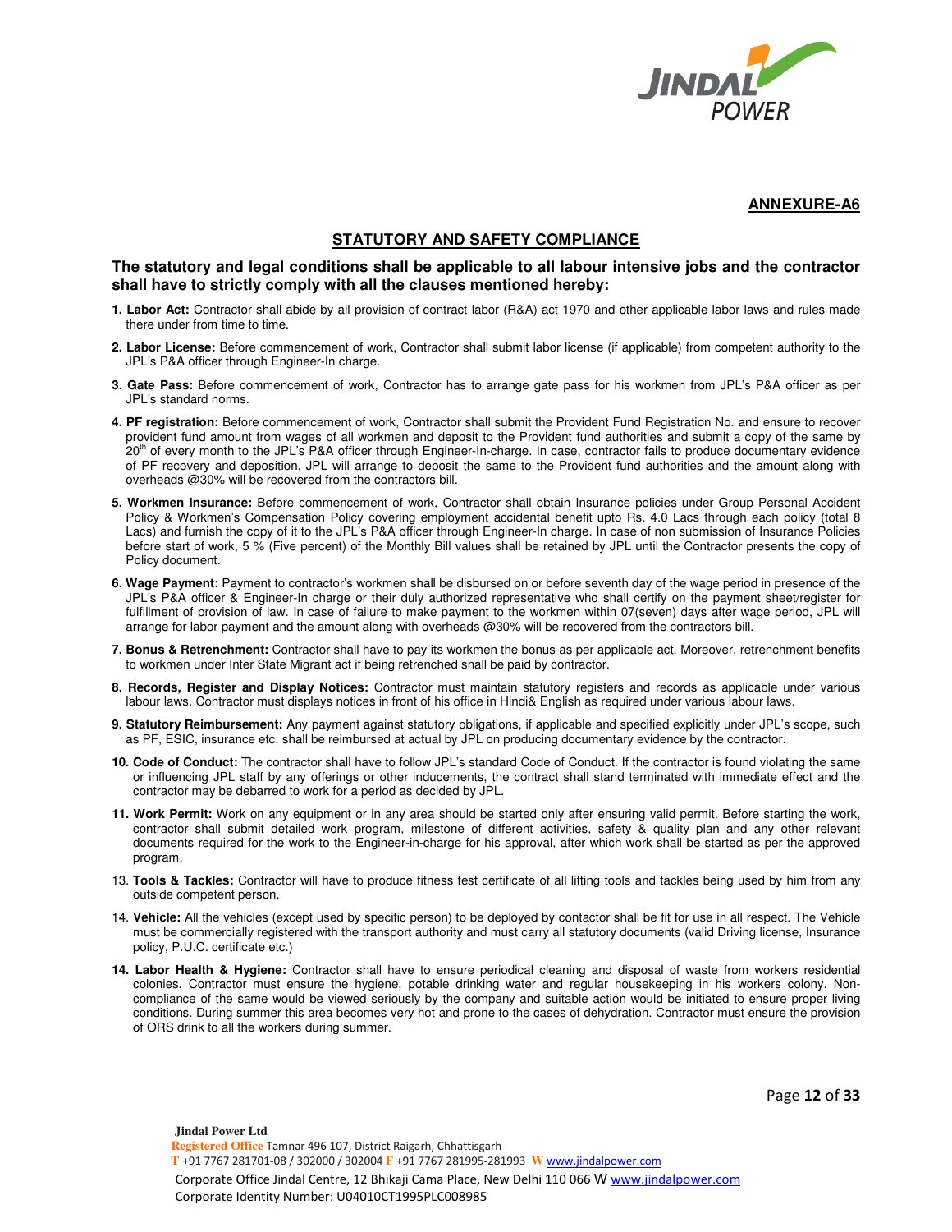**ANNEXURE-A6**

## STATUTORY AND SAFETY COMPLIANCE

**The statutory and legal conditions shall be applicable to all labour intensive jobs and the contractor shall have to strictly comply with all the clauses mentioned hereby:**

1. **Labor Act:** Contractor shall abide by all provision of contract labor (R&A) act 1970 and other applicable labor laws and rules made there under from time to time.

2. **Labor License:** Before commencement of work, Contractor shall submit labor license (if applicable) from competent authority to the JPL's P&A officer through Engineer-In charge.

3. **Gate Pass:** Before commencement of work, Contractor has to arrange gate pass for his workmen from JPL's P&A officer as per JPL's standard norms.

4. **PF registration:** Before commencement of work, Contractor shall submit the Provident Fund Registration No. and ensure to recover provident fund amount from wages of all workmen and deposit to the Provident fund authorities and submit a copy of the same by 20th of every month to the JPL's P&A officer through Engineer-In-charge. In case, contractor fails to produce documentary evidence of PF recovery and deposition, JPL will arrange to deposit the same to the Provident fund authorities and the amount along with overheads @30% will be recovered from the contractors bill.

5. **Workmen Insurance:** Before commencement of work, Contractor shall obtain Insurance policies under Group Personal Accident Policy & Workmen's Compensation Policy covering employment accidental benefit upto Rs. 4.0 Lacs through each policy (total 8 Lacs) and furnish the copy of it to the JPL's P&A officer through Engineer-In charge. In case of non submission of Insurance Policies before start of work, 5 % (Five percent) of the Monthly Bill values shall be retained by JPL until the Contractor presents the copy of Policy document.

6. **Wage Payment:** Payment to contractor's workmen shall be disbursed on or before seventh day of the wage period in presence of the JPL's P&A officer & Engineer-In charge or their duly authorized representative who shall certify on the payment sheet/register for fulfillment of provision of law. In case of failure to make payment to the workmen within 07(seven) days after wage period, JPL will arrange for labor payment and the amount along with overheads @30% will be recovered from the contractors bill.

7. **Bonus & Retrenchment:** Contractor shall have to pay its workmen the bonus as per applicable act. Moreover, retrenchment benefits to workmen under Inter State Migrant act if being retrenched shall be paid by contractor.

8. **Records, Register and Display Notices:** Contractor must maintain statutory registers and records as applicable under various labour laws. Contractor must displays notices in front of his office in Hindi& English as required under various labour laws.

9. **Statutory Reimbursement:** Any payment against statutory obligations, if applicable and specified explicitly under JPL's scope, such as PF, ESIC, insurance etc. shall be reimbursed at actual by JPL on producing documentary evidence by the contractor.

10. **Code of Conduct:** The contractor shall have to follow JPL's standard Code of Conduct. If the contractor is found violating the same or influencing JPL staff by any offerings or other inducements, the contract shall stand terminated with immediate effect and the contractor may be debarred to work for a period as decided by JPL.

11. **Work Permit:** Work on any equipment or in any area should be started only after ensuring valid permit. Before starting the work, contractor shall submit detailed work program, milestone of different activities, safety & quality plan and any other relevant documents required for the work to the Engineer-in-charge for his approval, after which work shall be started as per the approved program.

13. **Tools & Tackles:** Contractor will have to produce fitness test certificate of all lifting tools and tackles being used by him from any outside competent person.

14. **Vehicle:** All the vehicles (except used by specific person) to be deployed by contactor shall be fit for use in all respect. The Vehicle must be commercially registered with the transport authority and must carry all statutory documents (valid Driving license, Insurance policy, P.U.C. certificate etc.)

14. **Labor Health & Hygiene:** Contractor shall have to ensure periodical cleaning and disposal of waste from workers residential colonies. Contractor must ensure the hygiene, potable drinking water and regular housekeeping in his workers colony. Non-compliance of the same would be viewed seriously by the company and suitable action would be initiated to ensure proper living conditions. During summer this area becomes very hot and prone to the cases of dehydration. Contractor must ensure the provision of ORS drink to all the workers during summer.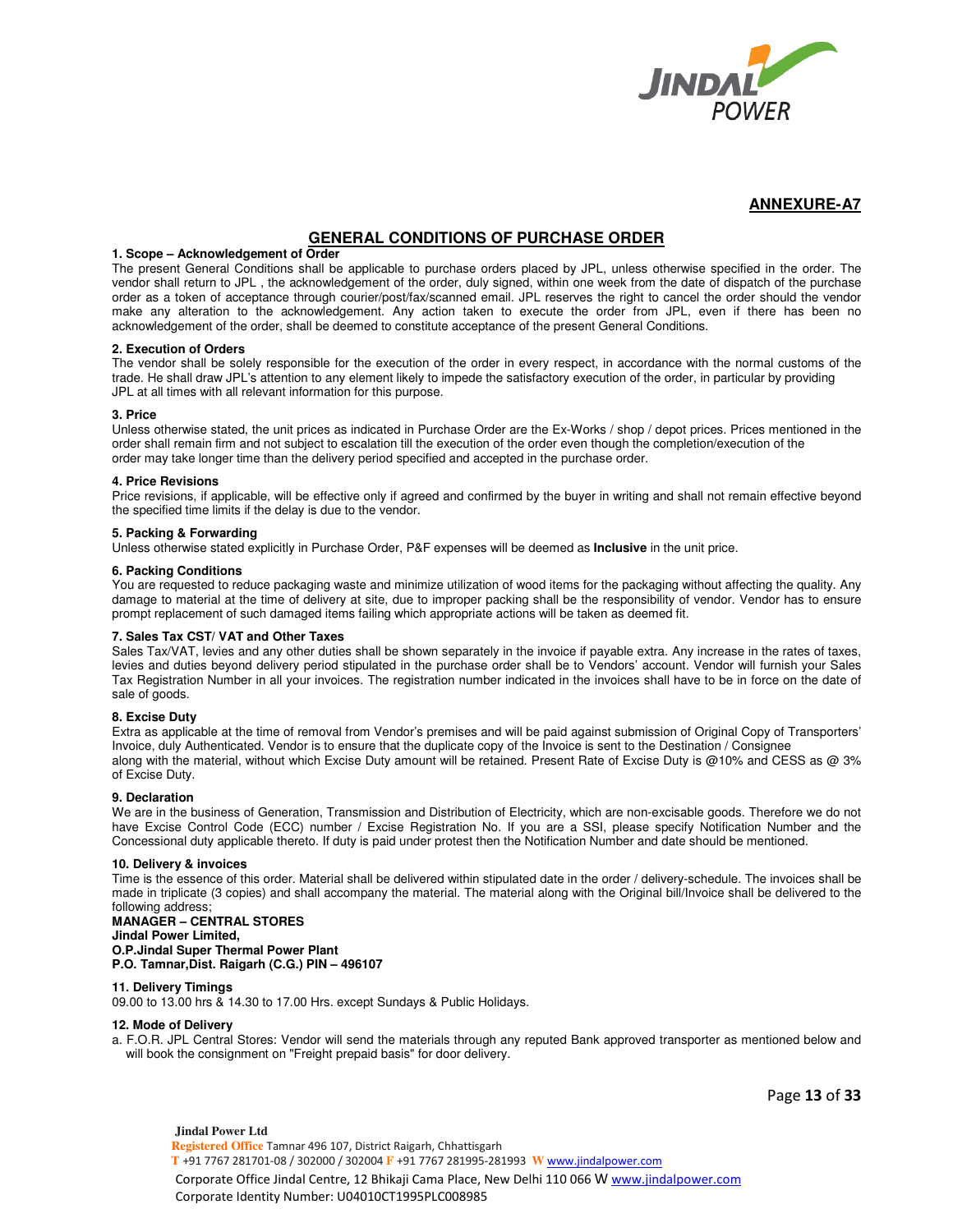## ANNEXURE-A7

# GENERAL CONDITIONS OF PURCHASE ORDER

**1. Scope – Acknowledgement of Order**

The present General Conditions shall be applicable to purchase orders placed by JPL, unless otherwise specified in the order. The vendor shall return to JPL , the acknowledgement of the order, duly signed, within one week from the date of dispatch of the purchase order as a token of acceptance through courier/post/fax/scanned email. JPL reserves the right to cancel the order should the vendor make any alteration to the acknowledgement. Any action taken to execute the order from JPL, even if there has been no acknowledgement of the order, shall be deemed to constitute acceptance of the present General Conditions.

**2. Execution of Orders**

The vendor shall be solely responsible for the execution of the order in every respect, in accordance with the normal customs of the trade. He shall draw JPL's attention to any element likely to impede the satisfactory execution of the order, in particular by providing JPL at all times with all relevant information for this purpose.

**3. Price**

Unless otherwise stated, the unit prices as indicated in Purchase Order are the Ex-Works / shop / depot prices. Prices mentioned in the order shall remain firm and not subject to escalation till the execution of the order even though the completion/execution of the order may take longer time than the delivery period specified and accepted in the purchase order.

**4. Price Revisions**

Price revisions, if applicable, will be effective only if agreed and confirmed by the buyer in writing and shall not remain effective beyond the specified time limits if the delay is due to the vendor.

**5. Packing & Forwarding**

Unless otherwise stated explicitly in Purchase Order, P&F expenses will be deemed as **Inclusive** in the unit price.

**6. Packing Conditions**

You are requested to reduce packaging waste and minimize utilization of wood items for the packaging without affecting the quality. Any damage to material at the time of delivery at site, due to improper packing shall be the responsibility of vendor. Vendor has to ensure prompt replacement of such damaged items failing which appropriate actions will be taken as deemed fit.

**7. Sales Tax CST/ VAT and Other Taxes**

Sales Tax/VAT, levies and any other duties shall be shown separately in the invoice if payable extra. Any increase in the rates of taxes, levies and duties beyond delivery period stipulated in the purchase order shall be to Vendors' account. Vendor will furnish your Sales Tax Registration Number in all your invoices. The registration number indicated in the invoices shall have to be in force on the date of sale of goods.

**8. Excise Duty**

Extra as applicable at the time of removal from Vendor's premises and will be paid against submission of Original Copy of Transporters' Invoice, duly Authenticated. Vendor is to ensure that the duplicate copy of the Invoice is sent to the Destination / Consignee along with the material, without which Excise Duty amount will be retained. Present Rate of Excise Duty is @10% and CESS as @ 3% of Excise Duty.

**9. Declaration**

We are in the business of Generation, Transmission and Distribution of Electricity, which are non-excisable goods. Therefore we do not have Excise Control Code (ECC) number / Excise Registration No. If you are a SSI, please specify Notification Number and the Concessional duty applicable thereto. If duty is paid under protest then the Notification Number and date should be mentioned.

**10. Delivery & invoices**

Time is the essence of this order. Material shall be delivered within stipulated date in the order / delivery-schedule. The invoices shall be made in triplicate (3 copies) and shall accompany the material. The material along with the Original bill/Invoice shall be delivered to the following address;

**MANAGER – CENTRAL STORES**
**Jindal Power Limited,**
**O.P.Jindal Super Thermal Power Plant**
**P.O. Tamnar,Dist. Raigarh (C.G.) PIN – 496107**

**11. Delivery Timings**

09.00 to 13.00 hrs & 14.30 to 17.00 Hrs. except Sundays & Public Holidays.

**12. Mode of Delivery**

a. F.O.R. JPL Central Stores: Vendor will send the materials through any reputed Bank approved transporter as mentioned below and will book the consignment on "Freight prepaid basis" for door delivery.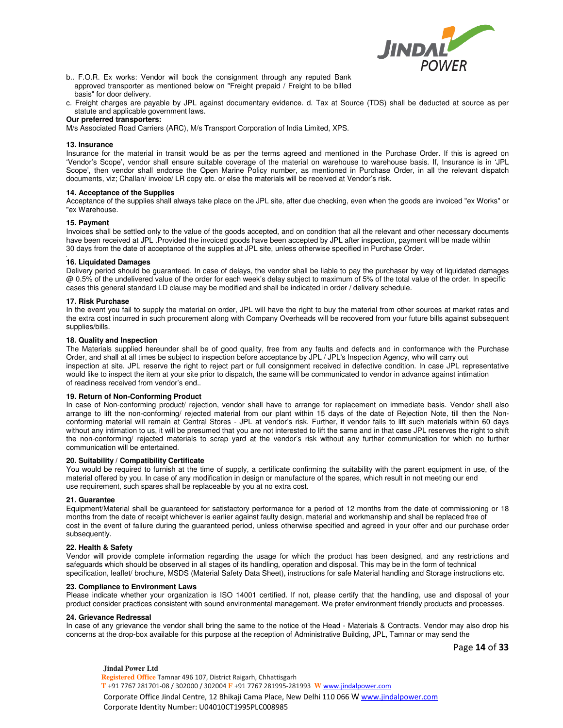b.. F.O.R. Ex works: Vendor will book the consignment through any reputed Bank approved transporter as mentioned below on "Freight prepaid / Freight to be billed basis" for door delivery.

c. Freight charges are payable by JPL against documentary evidence. d. Tax at Source (TDS) shall be deducted at source as per statute and applicable government laws.

**Our preferred transporters:**

M/s Associated Road Carriers (ARC), M/s Transport Corporation of India Limited, XPS.

**13. Insurance**

Insurance for the material in transit would be as per the terms agreed and mentioned in the Purchase Order. If this is agreed on 'Vendor's Scope', vendor shall ensure suitable coverage of the material on warehouse to warehouse basis. If, Insurance is in 'JPL Scope', then vendor shall endorse the Open Marine Policy number, as mentioned in Purchase Order, in all the relevant dispatch documents, viz; Challan/ invoice/ LR copy etc. or else the materials will be received at Vendor's risk.

**14. Acceptance of the Supplies**

Acceptance of the supplies shall always take place on the JPL site, after due checking, even when the goods are invoiced "ex Works" or "ex Warehouse.

**15. Payment**

Invoices shall be settled only to the value of the goods accepted, and on condition that all the relevant and other necessary documents have been received at JPL .Provided the invoiced goods have been accepted by JPL after inspection, payment will be made within 30 days from the date of acceptance of the supplies at JPL site, unless otherwise specified in Purchase Order.

**16. Liquidated Damages**

Delivery period should be guaranteed. In case of delays, the vendor shall be liable to pay the purchaser by way of liquidated damages @ 0.5% of the undelivered value of the order for each week's delay subject to maximum of 5% of the total value of the order. In specific cases this general standard LD clause may be modified and shall be indicated in order / delivery schedule.

**17. Risk Purchase**

In the event you fail to supply the material on order, JPL will have the right to buy the material from other sources at market rates and the extra cost incurred in such procurement along with Company Overheads will be recovered from your future bills against subsequent supplies/bills.

**18. Quality and Inspection**

The Materials supplied hereunder shall be of good quality, free from any faults and defects and in conformance with the Purchase Order, and shall at all times be subject to inspection before acceptance by JPL / JPL's Inspection Agency, who will carry out inspection at site. JPL reserve the right to reject part or full consignment received in defective condition. In case JPL representative would like to inspect the item at your site prior to dispatch, the same will be communicated to vendor in advance against intimation of readiness received from vendor's end..

**19. Return of Non-Conforming Product**

In case of Non-conforming product/ rejection, vendor shall have to arrange for replacement on immediate basis. Vendor shall also arrange to lift the non-conforming/ rejected material from our plant within 15 days of the date of Rejection Note, till then the Non-conforming material will remain at Central Stores - JPL at vendor's risk. Further, if vendor fails to lift such materials within 60 days without any intimation to us, it will be presumed that you are not interested to lift the same and in that case JPL reserves the right to shift the non-conforming/ rejected materials to scrap yard at the vendor's risk without any further communication for which no further communication will be entertained.

**20. Suitability / Compatibility Certificate**

You would be required to furnish at the time of supply, a certificate confirming the suitability with the parent equipment in use, of the material offered by you. In case of any modification in design or manufacture of the spares, which result in not meeting our end use requirement, such spares shall be replaceable by you at no extra cost.

**21. Guarantee**

Equipment/Material shall be guaranteed for satisfactory performance for a period of 12 months from the date of commissioning or 18 months from the date of receipt whichever is earlier against faulty design, material and workmanship and shall be replaced free of cost in the event of failure during the guaranteed period, unless otherwise specified and agreed in your offer and our purchase order subsequently.

**22. Health & Safety**

Vendor will provide complete information regarding the usage for which the product has been designed, and any restrictions and safeguards which should be observed in all stages of its handling, operation and disposal. This may be in the form of technical specification, leaflet/ brochure, MSDS (Material Safety Data Sheet), instructions for safe Material handling and Storage instructions etc.

**23. Compliance to Environment Laws**

Please indicate whether your organization is ISO 14001 certified. If not, please certify that the handling, use and disposal of your product consider practices consistent with sound environmental management. We prefer environment friendly products and processes.

**24. Grievance Redressal**

In case of any grievance the vendor shall bring the same to the notice of the Head - Materials & Contracts. Vendor may also drop his concerns at the drop-box available for this purpose at the reception of Administrative Building, JPL, Tamnar or may send the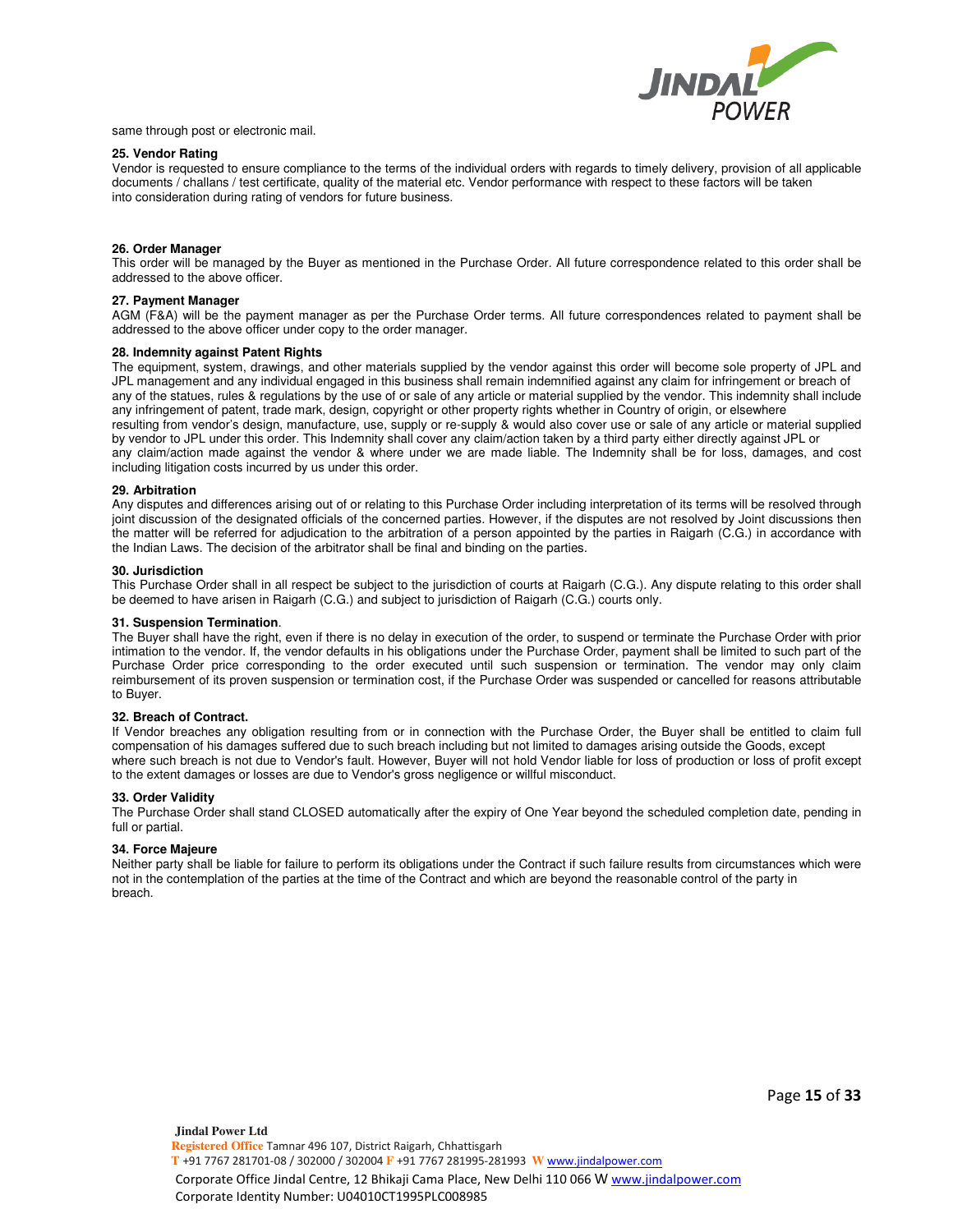same through post or electronic mail.

**25. Vendor Rating**
Vendor is requested to ensure compliance to the terms of the individual orders with regards to timely delivery, provision of all applicable documents / challans / test certificate, quality of the material etc. Vendor performance with respect to these factors will be taken into consideration during rating of vendors for future business.

**26. Order Manager**
This order will be managed by the Buyer as mentioned in the Purchase Order. All future correspondence related to this order shall be addressed to the above officer.

**27. Payment Manager**
AGM (F&A) will be the payment manager as per the Purchase Order terms. All future correspondences related to payment shall be addressed to the above officer under copy to the order manager.

**28. Indemnity against Patent Rights**
The equipment, system, drawings, and other materials supplied by the vendor against this order will become sole property of JPL and JPL management and any individual engaged in this business shall remain indemnified against any claim for infringement or breach of any of the statues, rules & regulations by the use of or sale of any article or material supplied by the vendor. This indemnity shall include any infringement of patent, trade mark, design, copyright or other property rights whether in Country of origin, or elsewhere resulting from vendor's design, manufacture, use, supply or re-supply & would also cover use or sale of any article or material supplied by vendor to JPL under this order. This Indemnity shall cover any claim/action taken by a third party either directly against JPL or any claim/action made against the vendor & where under we are made liable. The Indemnity shall be for loss, damages, and cost including litigation costs incurred by us under this order.

**29. Arbitration**
Any disputes and differences arising out of or relating to this Purchase Order including interpretation of its terms will be resolved through joint discussion of the designated officials of the concerned parties. However, if the disputes are not resolved by Joint discussions then the matter will be referred for adjudication to the arbitration of a person appointed by the parties in Raigarh (C.G.) in accordance with the Indian Laws. The decision of the arbitrator shall be final and binding on the parties.

**30. Jurisdiction**
This Purchase Order shall in all respect be subject to the jurisdiction of courts at Raigarh (C.G.). Any dispute relating to this order shall be deemed to have arisen in Raigarh (C.G.) and subject to jurisdiction of Raigarh (C.G.) courts only.

**31. Suspension Termination**.
The Buyer shall have the right, even if there is no delay in execution of the order, to suspend or terminate the Purchase Order with prior intimation to the vendor. If, the vendor defaults in his obligations under the Purchase Order, payment shall be limited to such part of the Purchase Order price corresponding to the order executed until such suspension or termination. The vendor may only claim reimbursement of its proven suspension or termination cost, if the Purchase Order was suspended or cancelled for reasons attributable to Buyer.

**32. Breach of Contract.**
If Vendor breaches any obligation resulting from or in connection with the Purchase Order, the Buyer shall be entitled to claim full compensation of his damages suffered due to such breach including but not limited to damages arising outside the Goods, except where such breach is not due to Vendor's fault. However, Buyer will not hold Vendor liable for loss of production or loss of profit except to the extent damages or losses are due to Vendor's gross negligence or willful misconduct.

**33. Order Validity**
The Purchase Order shall stand CLOSED automatically after the expiry of One Year beyond the scheduled completion date, pending in full or partial.

**34. Force Majeure**
Neither party shall be liable for failure to perform its obligations under the Contract if such failure results from circumstances which were not in the contemplation of the parties at the time of the Contract and which are beyond the reasonable control of the party in breach.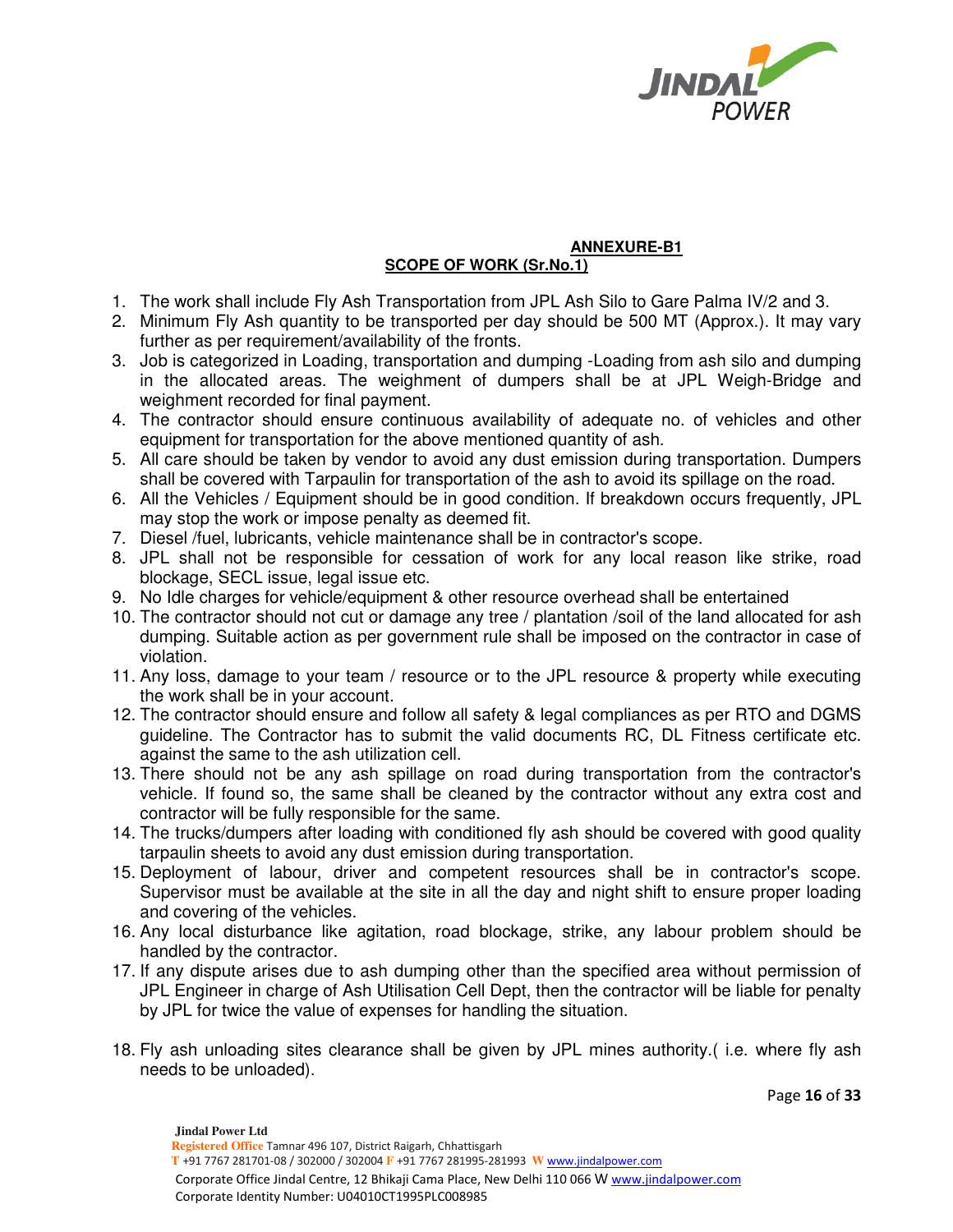**ANNEXURE-B1**

**SCOPE OF WORK (Sr.No.1)**

1. The work shall include Fly Ash Transportation from JPL Ash Silo to Gare Palma IV/2 and 3.
2. Minimum Fly Ash quantity to be transported per day should be 500 MT (Approx.). It may vary further as per requirement/availability of the fronts.
3. Job is categorized in Loading, transportation and dumping -Loading from ash silo and dumping in the allocated areas. The weighment of dumpers shall be at JPL Weigh-Bridge and weighment recorded for final payment.
4. The contractor should ensure continuous availability of adequate no. of vehicles and other equipment for transportation for the above mentioned quantity of ash.
5. All care should be taken by vendor to avoid any dust emission during transportation. Dumpers shall be covered with Tarpaulin for transportation of the ash to avoid its spillage on the road.
6. All the Vehicles / Equipment should be in good condition. If breakdown occurs frequently, JPL may stop the work or impose penalty as deemed fit.
7. Diesel /fuel, lubricants, vehicle maintenance shall be in contractor's scope.
8. JPL shall not be responsible for cessation of work for any local reason like strike, road blockage, SECL issue, legal issue etc.
9. No Idle charges for vehicle/equipment & other resource overhead shall be entertained
10. The contractor should not cut or damage any tree / plantation /soil of the land allocated for ash dumping. Suitable action as per government rule shall be imposed on the contractor in case of violation.
11. Any loss, damage to your team / resource or to the JPL resource & property while executing the work shall be in your account.
12. The contractor should ensure and follow all safety & legal compliances as per RTO and DGMS guideline. The Contractor has to submit the valid documents RC, DL Fitness certificate etc. against the same to the ash utilization cell.
13. There should not be any ash spillage on road during transportation from the contractor's vehicle. If found so, the same shall be cleaned by the contractor without any extra cost and contractor will be fully responsible for the same.
14. The trucks/dumpers after loading with conditioned fly ash should be covered with good quality tarpaulin sheets to avoid any dust emission during transportation.
15. Deployment of labour, driver and competent resources shall be in contractor's scope. Supervisor must be available at the site in all the day and night shift to ensure proper loading and covering of the vehicles.
16. Any local disturbance like agitation, road blockage, strike, any labour problem should be handled by the contractor.
17. If any dispute arises due to ash dumping other than the specified area without permission of JPL Engineer in charge of Ash Utilisation Cell Dept, then the contractor will be liable for penalty by JPL for twice the value of expenses for handling the situation.
18. Fly ash unloading sites clearance shall be given by JPL mines authority.( i.e. where fly ash needs to be unloaded).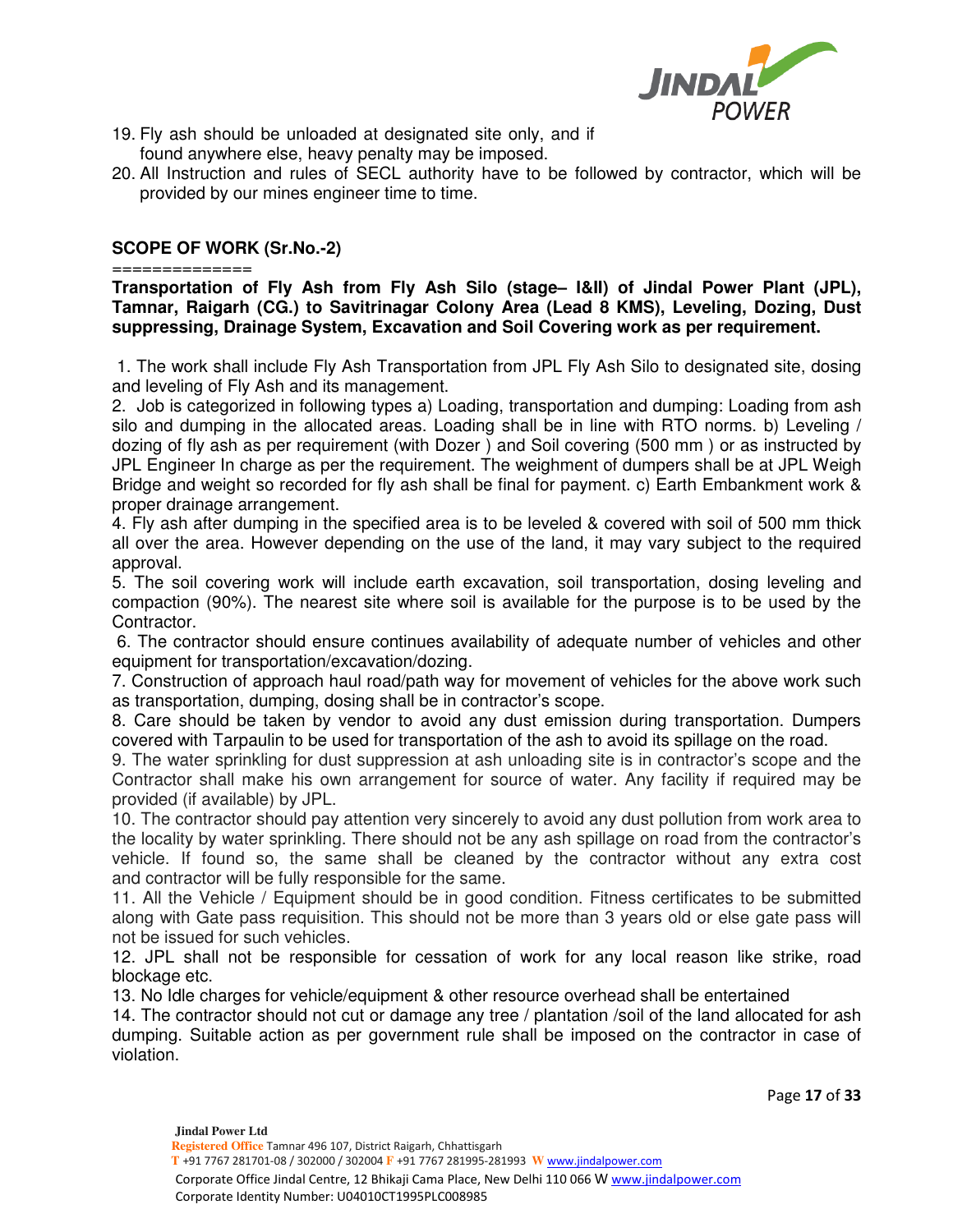19. Fly ash should be unloaded at designated site only, and if found anywhere else, heavy penalty may be imposed.
20. All Instruction and rules of SECL authority have to be followed by contractor, which will be provided by our mines engineer time to time.

**SCOPE OF WORK (Sr.No.-2)**

==============

**Transportation of Fly Ash from Fly Ash Silo (stage– I&II) of Jindal Power Plant (JPL), Tamnar, Raigarh (CG.) to Savitrinagar Colony Area (Lead 8 KMS), Leveling, Dozing, Dust suppressing, Drainage System, Excavation and Soil Covering work as per requirement.**

1. The work shall include Fly Ash Transportation from JPL Fly Ash Silo to designated site, dosing and leveling of Fly Ash and its management.

2. Job is categorized in following types a) Loading, transportation and dumping: Loading from ash silo and dumping in the allocated areas. Loading shall be in line with RTO norms. b) Leveling / dozing of fly ash as per requirement (with Dozer ) and Soil covering (500 mm ) or as instructed by JPL Engineer In charge as per the requirement. The weighment of dumpers shall be at JPL Weigh Bridge and weight so recorded for fly ash shall be final for payment. c) Earth Embankment work & proper drainage arrangement.

4. Fly ash after dumping in the specified area is to be leveled & covered with soil of 500 mm thick all over the area. However depending on the use of the land, it may vary subject to the required approval.

5. The soil covering work will include earth excavation, soil transportation, dosing leveling and compaction (90%). The nearest site where soil is available for the purpose is to be used by the Contractor.

6. The contractor should ensure continues availability of adequate number of vehicles and other equipment for transportation/excavation/dozing.

7. Construction of approach haul road/path way for movement of vehicles for the above work such as transportation, dumping, dosing shall be in contractor's scope.

8. Care should be taken by vendor to avoid any dust emission during transportation. Dumpers covered with Tarpaulin to be used for transportation of the ash to avoid its spillage on the road.

9. The water sprinkling for dust suppression at ash unloading site is in contractor's scope and the Contractor shall make his own arrangement for source of water. Any facility if required may be provided (if available) by JPL.

10. The contractor should pay attention very sincerely to avoid any dust pollution from work area to the locality by water sprinkling. There should not be any ash spillage on road from the contractor's vehicle. If found so, the same shall be cleaned by the contractor without any extra cost and contractor will be fully responsible for the same.

11. All the Vehicle / Equipment should be in good condition. Fitness certificates to be submitted along with Gate pass requisition. This should not be more than 3 years old or else gate pass will not be issued for such vehicles.

12. JPL shall not be responsible for cessation of work for any local reason like strike, road blockage etc.

13. No Idle charges for vehicle/equipment & other resource overhead shall be entertained

14. The contractor should not cut or damage any tree / plantation /soil of the land allocated for ash dumping. Suitable action as per government rule shall be imposed on the contractor in case of violation.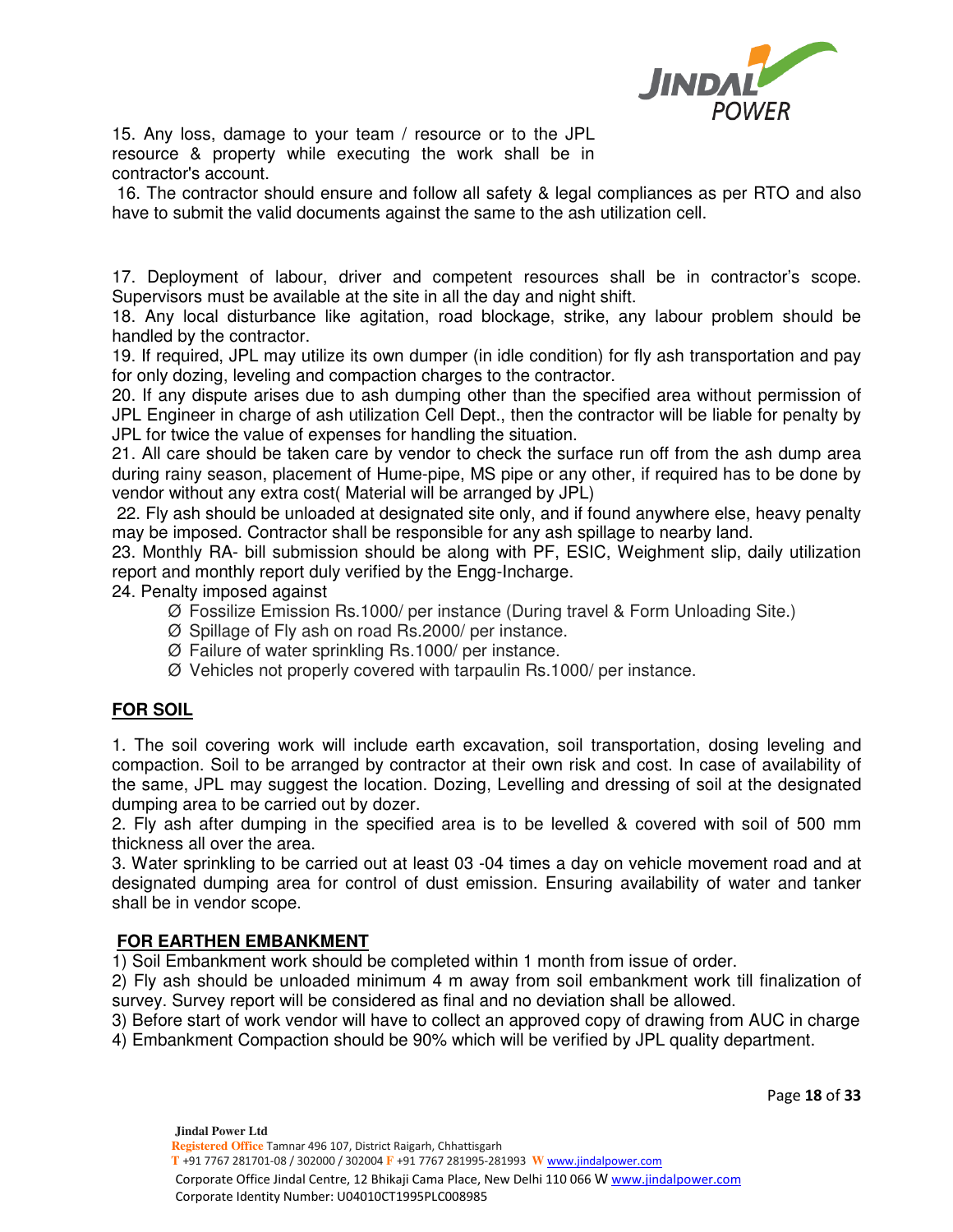15. Any loss, damage to your team / resource or to the JPL resource & property while executing the work shall be in contractor's account.

16. The contractor should ensure and follow all safety & legal compliances as per RTO and also have to submit the valid documents against the same to the ash utilization cell.

17. Deployment of labour, driver and competent resources shall be in contractor's scope. Supervisors must be available at the site in all the day and night shift.

18. Any local disturbance like agitation, road blockage, strike, any labour problem should be handled by the contractor.

19. If required, JPL may utilize its own dumper (in idle condition) for fly ash transportation and pay for only dozing, leveling and compaction charges to the contractor.

20. If any dispute arises due to ash dumping other than the specified area without permission of JPL Engineer in charge of ash utilization Cell Dept., then the contractor will be liable for penalty by JPL for twice the value of expenses for handling the situation.

21. All care should be taken care by vendor to check the surface run off from the ash dump area during rainy season, placement of Hume-pipe, MS pipe or any other, if required has to be done by vendor without any extra cost( Material will be arranged by JPL)

22. Fly ash should be unloaded at designated site only, and if found anywhere else, heavy penalty may be imposed. Contractor shall be responsible for any ash spillage to nearby land.

23. Monthly RA- bill submission should be along with PF, ESIC, Weighment slip, daily utilization report and monthly report duly verified by the Engg-Incharge.

24. Penalty imposed against

- Ø Fossilize Emission Rs.1000/ per instance (During travel & Form Unloading Site.)
- Ø Spillage of Fly ash on road Rs.2000/ per instance.
- Ø Failure of water sprinkling Rs.1000/ per instance.
- Ø Vehicles not properly covered with tarpaulin Rs.1000/ per instance.

## FOR SOIL

1. The soil covering work will include earth excavation, soil transportation, dosing leveling and compaction. Soil to be arranged by contractor at their own risk and cost. In case of availability of the same, JPL may suggest the location. Dozing, Levelling and dressing of soil at the designated dumping area to be carried out by dozer.

2. Fly ash after dumping in the specified area is to be levelled & covered with soil of 500 mm thickness all over the area.

3. Water sprinkling to be carried out at least 03 -04 times a day on vehicle movement road and at designated dumping area for control of dust emission. Ensuring availability of water and tanker shall be in vendor scope.

## FOR EARTHEN EMBANKMENT

1) Soil Embankment work should be completed within 1 month from issue of order.

2) Fly ash should be unloaded minimum 4 m away from soil embankment work till finalization of survey. Survey report will be considered as final and no deviation shall be allowed.

3) Before start of work vendor will have to collect an approved copy of drawing from AUC in charge

4) Embankment Compaction should be 90% which will be verified by JPL quality department.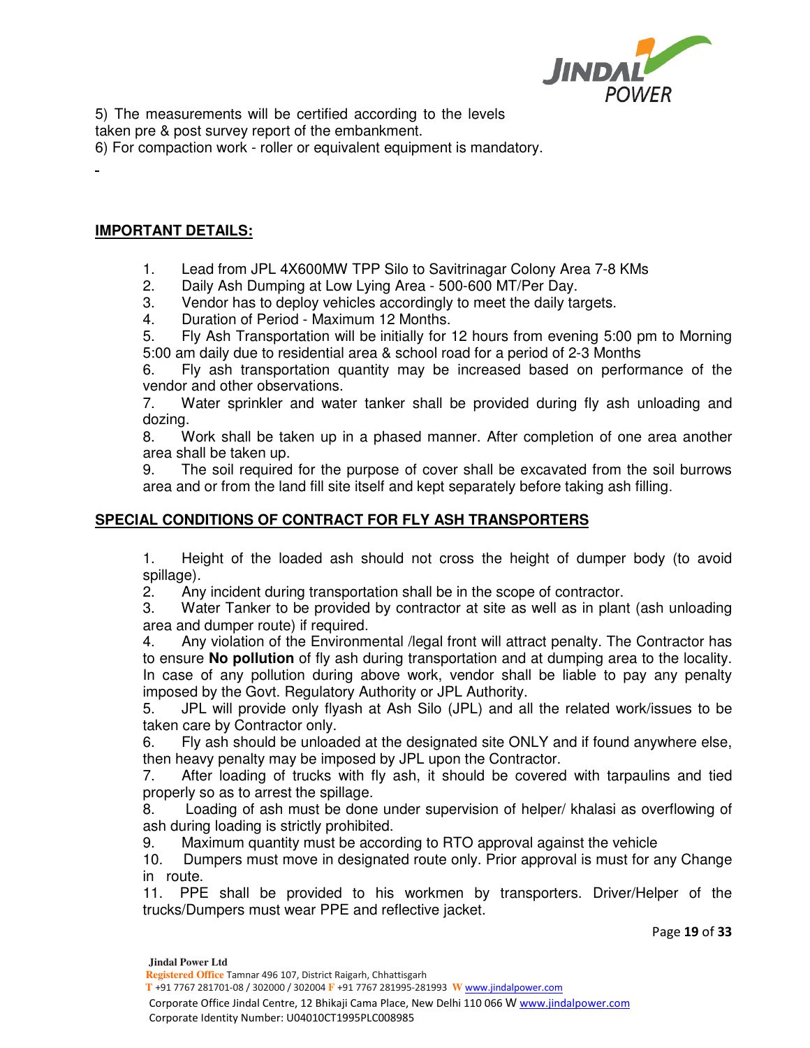5) The measurements will be certified according to the levels taken pre & post survey report of the embankment.

6) For compaction work - roller or equivalent equipment is mandatory.

**IMPORTANT DETAILS:**

1. Lead from JPL 4X600MW TPP Silo to Savitrinagar Colony Area 7-8 KMs
2. Daily Ash Dumping at Low Lying Area - 500-600 MT/Per Day.
3. Vendor has to deploy vehicles accordingly to meet the daily targets.
4. Duration of Period - Maximum 12 Months.
5. Fly Ash Transportation will be initially for 12 hours from evening 5:00 pm to Morning 5:00 am daily due to residential area & school road for a period of 2-3 Months
6. Fly ash transportation quantity may be increased based on performance of the vendor and other observations.
7. Water sprinkler and water tanker shall be provided during fly ash unloading and dozing.
8. Work shall be taken up in a phased manner. After completion of one area another area shall be taken up.
9. The soil required for the purpose of cover shall be excavated from the soil burrows area and or from the land fill site itself and kept separately before taking ash filling.

**SPECIAL CONDITIONS OF CONTRACT FOR FLY ASH TRANSPORTERS**

1. Height of the loaded ash should not cross the height of dumper body (to avoid spillage).
2. Any incident during transportation shall be in the scope of contractor.
3. Water Tanker to be provided by contractor at site as well as in plant (ash unloading area and dumper route) if required.
4. Any violation of the Environmental /legal front will attract penalty. The Contractor has to ensure **No pollution** of fly ash during transportation and at dumping area to the locality. In case of any pollution during above work, vendor shall be liable to pay any penalty imposed by the Govt. Regulatory Authority or JPL Authority.
5. JPL will provide only flyash at Ash Silo (JPL) and all the related work/issues to be taken care by Contractor only.
6. Fly ash should be unloaded at the designated site ONLY and if found anywhere else, then heavy penalty may be imposed by JPL upon the Contractor.
7. After loading of trucks with fly ash, it should be covered with tarpaulins and tied properly so as to arrest the spillage.
8. Loading of ash must be done under supervision of helper/ khalasi as overflowing of ash during loading is strictly prohibited.
9. Maximum quantity must be according to RTO approval against the vehicle
10. Dumpers must move in designated route only. Prior approval is must for any Change in route.
11. PPE shall be provided to his workmen by transporters. Driver/Helper of the trucks/Dumpers must wear PPE and reflective jacket.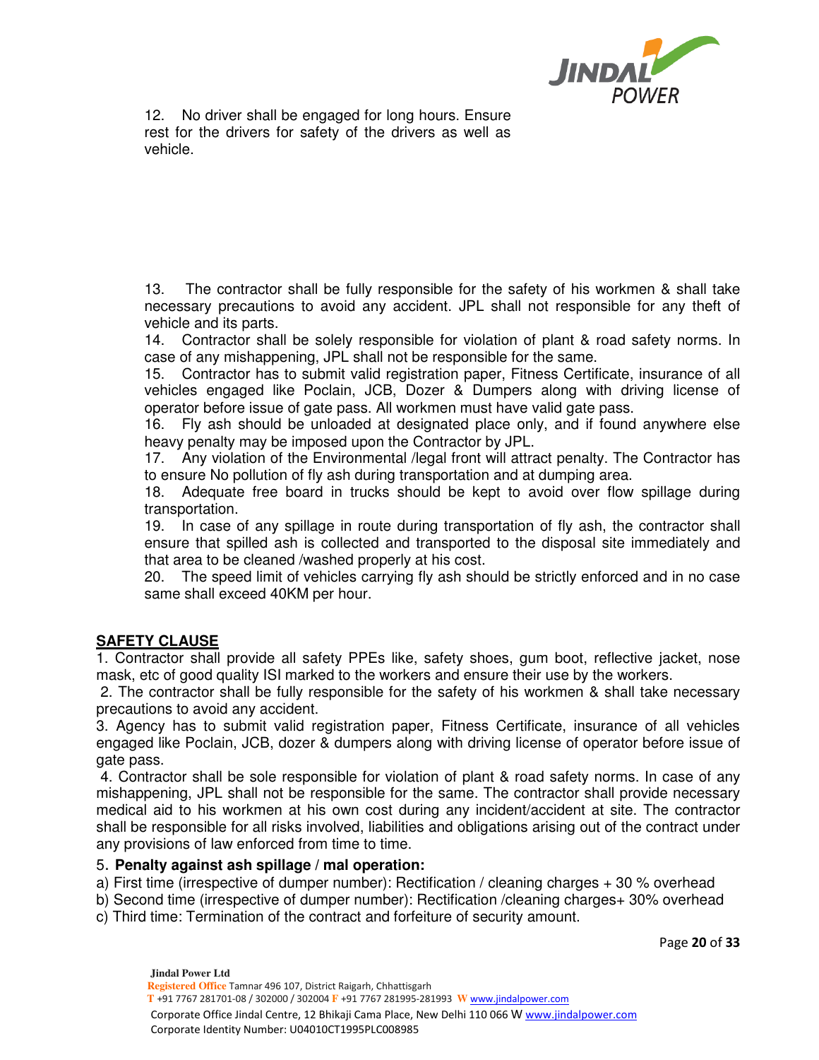12. No driver shall be engaged for long hours. Ensure rest for the drivers for safety of the drivers as well as vehicle.

13. The contractor shall be fully responsible for the safety of his workmen & shall take necessary precautions to avoid any accident. JPL shall not responsible for any theft of vehicle and its parts.

14. Contractor shall be solely responsible for violation of plant & road safety norms. In case of any mishappening, JPL shall not be responsible for the same.

15. Contractor has to submit valid registration paper, Fitness Certificate, insurance of all vehicles engaged like Poclain, JCB, Dozer & Dumpers along with driving license of operator before issue of gate pass. All workmen must have valid gate pass.

16. Fly ash should be unloaded at designated place only, and if found anywhere else heavy penalty may be imposed upon the Contractor by JPL.

17. Any violation of the Environmental /legal front will attract penalty. The Contractor has to ensure No pollution of fly ash during transportation and at dumping area.

18. Adequate free board in trucks should be kept to avoid over flow spillage during transportation.

19. In case of any spillage in route during transportation of fly ash, the contractor shall ensure that spilled ash is collected and transported to the disposal site immediately and that area to be cleaned /washed properly at his cost.

20. The speed limit of vehicles carrying fly ash should be strictly enforced and in no case same shall exceed 40KM per hour.

## SAFETY CLAUSE

1. Contractor shall provide all safety PPEs like, safety shoes, gum boot, reflective jacket, nose mask, etc of good quality ISI marked to the workers and ensure their use by the workers.

2. The contractor shall be fully responsible for the safety of his workmen & shall take necessary precautions to avoid any accident.

3. Agency has to submit valid registration paper, Fitness Certificate, insurance of all vehicles engaged like Poclain, JCB, dozer & dumpers along with driving license of operator before issue of gate pass.

4. Contractor shall be sole responsible for violation of plant & road safety norms. In case of any mishappening, JPL shall not be responsible for the same. The contractor shall provide necessary medical aid to his workmen at his own cost during any incident/accident at site. The contractor shall be responsible for all risks involved, liabilities and obligations arising out of the contract under any provisions of law enforced from time to time.

5. **Penalty against ash spillage / mal operation:**

a) First time (irrespective of dumper number): Rectification / cleaning charges + 30 % overhead

b) Second time (irrespective of dumper number): Rectification /cleaning charges+ 30% overhead

c) Third time: Termination of the contract and forfeiture of security amount.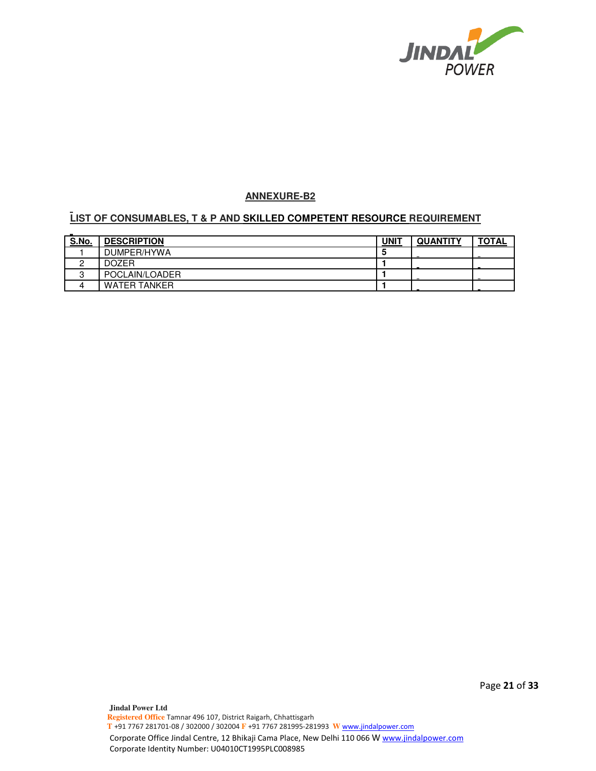## ANNEXURE-B2

### LIST OF CONSUMABLES, T & P AND SKILLED COMPETENT RESOURCE REQUIREMENT

| S.No. | DESCRIPTION | UNIT | QUANTITY | TOTAL |
|---|---|---|---|---|
| 1 | DUMPER/HYWA | 5 | | |
| 2 | DOZER | 1 | | |
| 3 | POCLAIN/LOADER | 1 | | |
| 4 | WATER TANKER | 1 | | |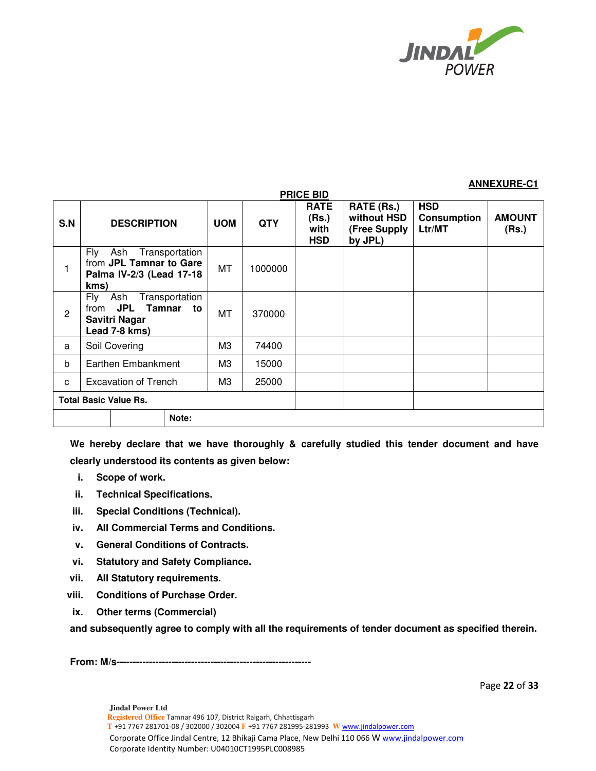**ANNEXURE-C1**

**PRICE BID**

| S.N | DESCRIPTION | UOM | QTY | RATE (Rs.) with HSD | RATE (Rs.) without HSD (Free Supply by JPL) | HSD Consumption Ltr/MT | AMOUNT (Rs.) |
|---|---|---|---|---|---|---|---|
| 1 | Fly Ash Transportation from **JPL Tamnar to Gare Palma IV-2/3 (Lead 17-18 kms)** | MT | 1000000 | | | | |
| 2 | Fly Ash Transportation from **JPL Tamnar to Savitri Nagar Lead 7-8 kms)** | MT | 370000 | | | | |
| a | Soil Covering | M3 | 74400 | | | | |
| b | Earthen Embankment | M3 | 15000 | | | | |
| c | Excavation of Trench | M3 | 25000 | | | | |
| **Total Basic Value Rs.** | | | | | | | |
| | | **Note:** | | | | | |

**We hereby declare that we have thoroughly & carefully studied this tender document and have clearly understood its contents as given below:**

i. **Scope of work.**
ii. **Technical Specifications.**
iii. **Special Conditions (Technical).**
iv. **All Commercial Terms and Conditions.**
v. **General Conditions of Contracts.**
vi. **Statutory and Safety Compliance.**
vii. **All Statutory requirements.**
viii. **Conditions of Purchase Order.**
ix. **Other terms (Commercial)**

**and subsequently agree to comply with all the requirements of tender document as specified therein.**

**From: M/s------------------------------------------------------------**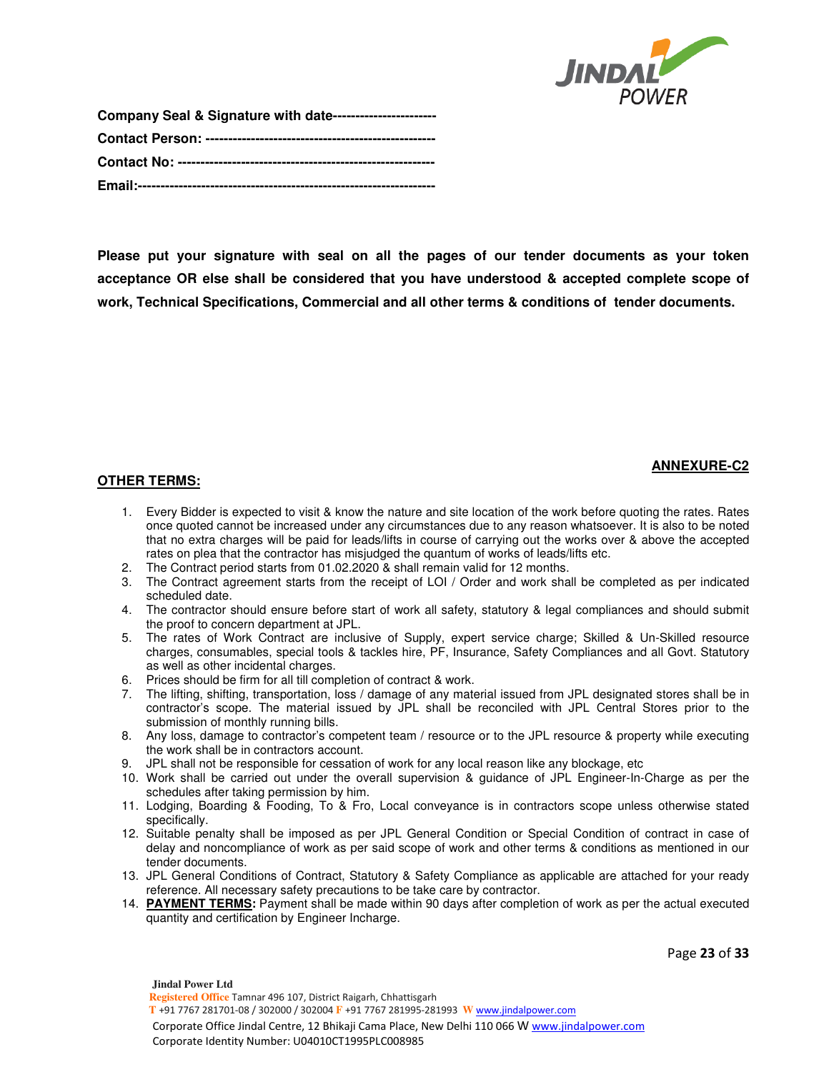**Company Seal & Signature with date----------------------**

**Contact Person: --------------------------------------------------**

**Contact No: -------------------------------------------------------**

**Email:----------------------------------------------------------------**

**Please put your signature with seal on all the pages of our tender documents as your token acceptance OR else shall be considered that you have understood & accepted complete scope of work, Technical Specifications, Commercial and all other terms & conditions of tender documents.**

**ANNEXURE-C2**

## OTHER TERMS:

1. Every Bidder is expected to visit & know the nature and site location of the work before quoting the rates. Rates once quoted cannot be increased under any circumstances due to any reason whatsoever. It is also to be noted that no extra charges will be paid for leads/lifts in course of carrying out the works over & above the accepted rates on plea that the contractor has misjudged the quantum of works of leads/lifts etc.
2. The Contract period starts from 01.02.2020 & shall remain valid for 12 months.
3. The Contract agreement starts from the receipt of LOI / Order and work shall be completed as per indicated scheduled date.
4. The contractor should ensure before start of work all safety, statutory & legal compliances and should submit the proof to concern department at JPL.
5. The rates of Work Contract are inclusive of Supply, expert service charge; Skilled & Un-Skilled resource charges, consumables, special tools & tackles hire, PF, Insurance, Safety Compliances and all Govt. Statutory as well as other incidental charges.
6. Prices should be firm for all till completion of contract & work.
7. The lifting, shifting, transportation, loss / damage of any material issued from JPL designated stores shall be in contractor's scope. The material issued by JPL shall be reconciled with JPL Central Stores prior to the submission of monthly running bills.
8. Any loss, damage to contractor's competent team / resource or to the JPL resource & property while executing the work shall be in contractors account.
9. JPL shall not be responsible for cessation of work for any local reason like any blockage, etc
10. Work shall be carried out under the overall supervision & guidance of JPL Engineer-In-Charge as per the schedules after taking permission by him.
11. Lodging, Boarding & Fooding, To & Fro, Local conveyance is in contractors scope unless otherwise stated specifically.
12. Suitable penalty shall be imposed as per JPL General Condition or Special Condition of contract in case of delay and noncompliance of work as per said scope of work and other terms & conditions as mentioned in our tender documents.
13. JPL General Conditions of Contract, Statutory & Safety Compliance as applicable are attached for your ready reference. All necessary safety precautions to be take care by contractor.
14. **PAYMENT TERMS:** Payment shall be made within 90 days after completion of work as per the actual executed quantity and certification by Engineer Incharge.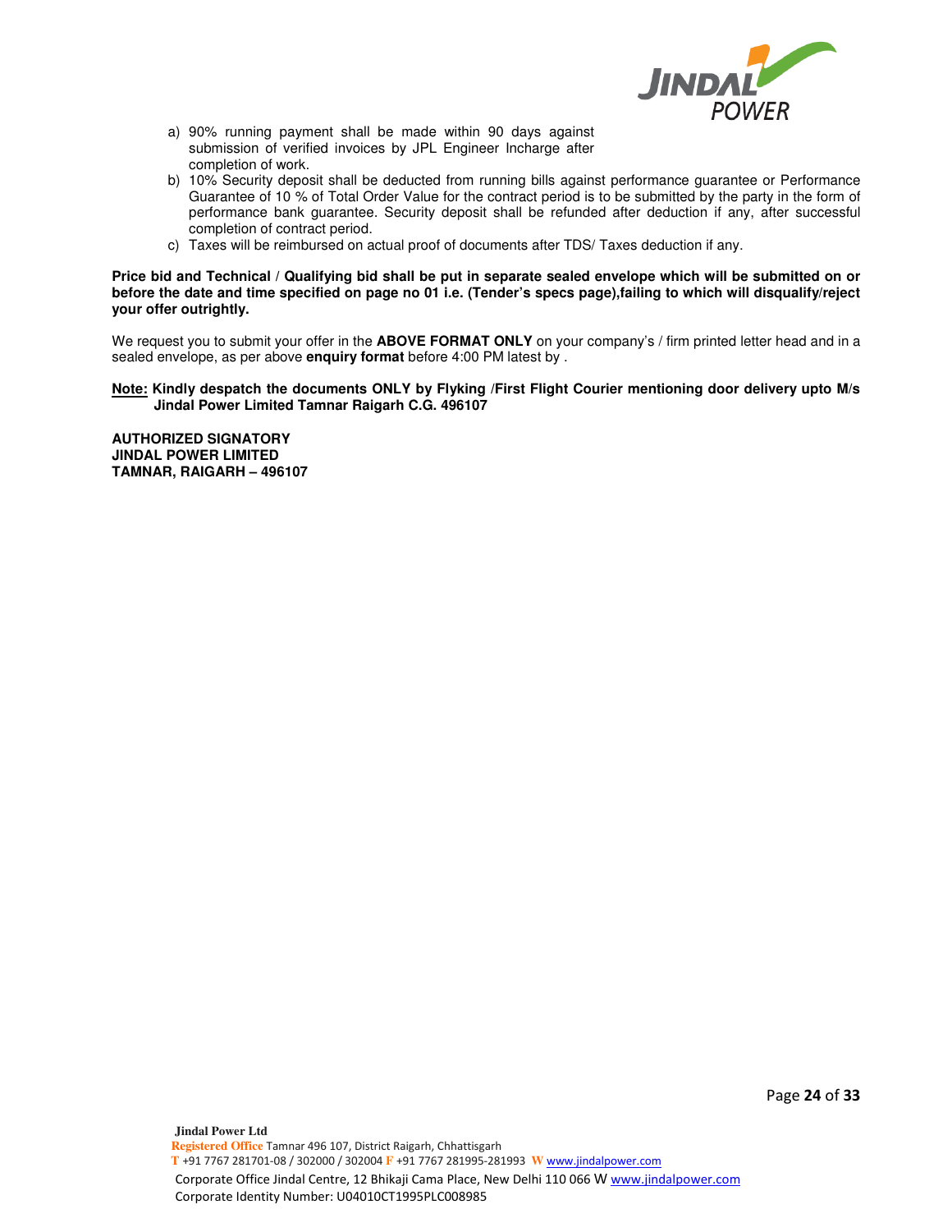a) 90% running payment shall be made within 90 days against submission of verified invoices by JPL Engineer Incharge after completion of work.
b) 10% Security deposit shall be deducted from running bills against performance guarantee or Performance Guarantee of 10 % of Total Order Value for the contract period is to be submitted by the party in the form of performance bank guarantee. Security deposit shall be refunded after deduction if any, after successful completion of contract period.
c) Taxes will be reimbursed on actual proof of documents after TDS/ Taxes deduction if any.

**Price bid and Technical / Qualifying bid shall be put in separate sealed envelope which will be submitted on or before the date and time specified on page no 01 i.e. (Tender's specs page),failing to which will disqualify/reject your offer outrightly.**

We request you to submit your offer in the **ABOVE FORMAT ONLY** on your company's / firm printed letter head and in a sealed envelope, as per above **enquiry format** before 4:00 PM latest by .

**Note: Kindly despatch the documents ONLY by Flyking /First Flight Courier mentioning door delivery upto M/s Jindal Power Limited Tamnar Raigarh C.G. 496107**

**AUTHORIZED SIGNATORY**
**JINDAL POWER LIMITED**
**TAMNAR, RAIGARH – 496107**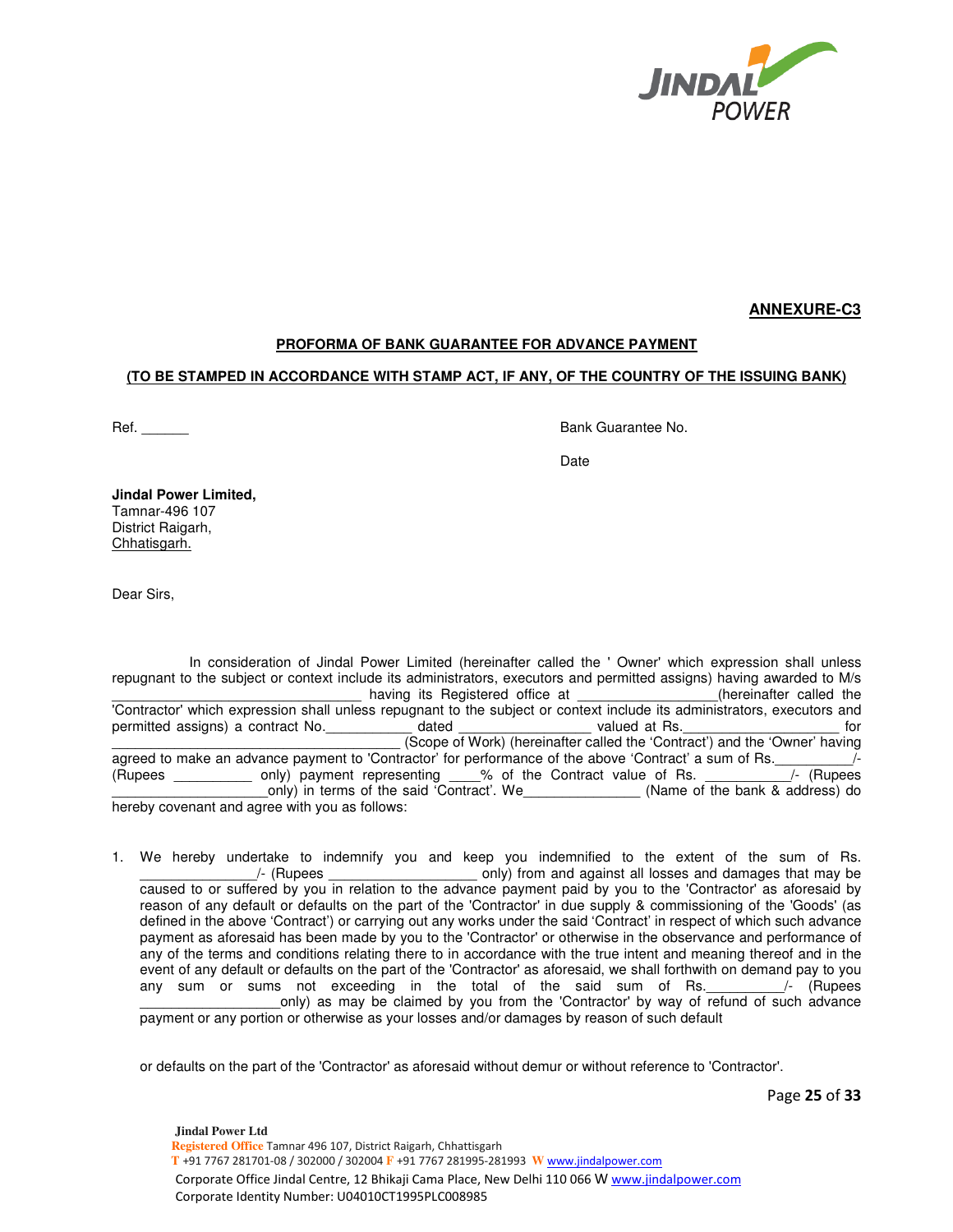**ANNEXURE-C3**

**PROFORMA OF BANK GUARANTEE FOR ADVANCE PAYMENT**

**(TO BE STAMPED IN ACCORDANCE WITH STAMP ACT, IF ANY, OF THE COUNTRY OF THE ISSUING BANK)**

Ref. ______ Bank Guarantee No.

Date

**Jindal Power Limited,**
Tamnar-496 107
District Raigarh,
Chhatisgarh.

Dear Sirs,

In consideration of Jindal Power Limited (hereinafter called the ' Owner' which expression shall unless repugnant to the subject or context include its administrators, executors and permitted assigns) having awarded to M/s ________________________________ having its Registered office at __________________(hereinafter called the 'Contractor' which expression shall unless repugnant to the subject or context include its administrators, executors and permitted assigns) a contract No.___________ dated ________________ valued at Rs.____________________ for ____________________________________ (Scope of Work) (hereinafter called the 'Contract') and the 'Owner' having agreed to make an advance payment to 'Contractor' for performance of the above 'Contract' a sum of Rs.__________/- (Rupees __________ only) payment representing ____% of the Contract value of Rs. ___________/- (Rupees ___________________only) in terms of the said 'Contract'. We_______________ (Name of the bank & address) do hereby covenant and agree with you as follows:

1. We hereby undertake to indemnify you and keep you indemnified to the extent of the sum of Rs. _______________/- (Rupees ___________________ only) from and against all losses and damages that may be caused to or suffered by you in relation to the advance payment paid by you to the 'Contractor' as aforesaid by reason of any default or defaults on the part of the 'Contractor' in due supply & commissioning of the 'Goods' (as defined in the above 'Contract') or carrying out any works under the said 'Contract' in respect of which such advance payment as aforesaid has been made by you to the 'Contractor' or otherwise in the observance and performance of any of the terms and conditions relating there to in accordance with the true intent and meaning thereof and in the event of any default or defaults on the part of the 'Contractor' as aforesaid, we shall forthwith on demand pay to you any sum or sums not exceeding in the total of the said sum of Rs.__________/- (Rupees __________________only) as may be claimed by you from the 'Contractor' by way of refund of such advance payment or any portion or otherwise as your losses and/or damages by reason of such default

   or defaults on the part of the 'Contractor' as aforesaid without demur or without reference to 'Contractor'.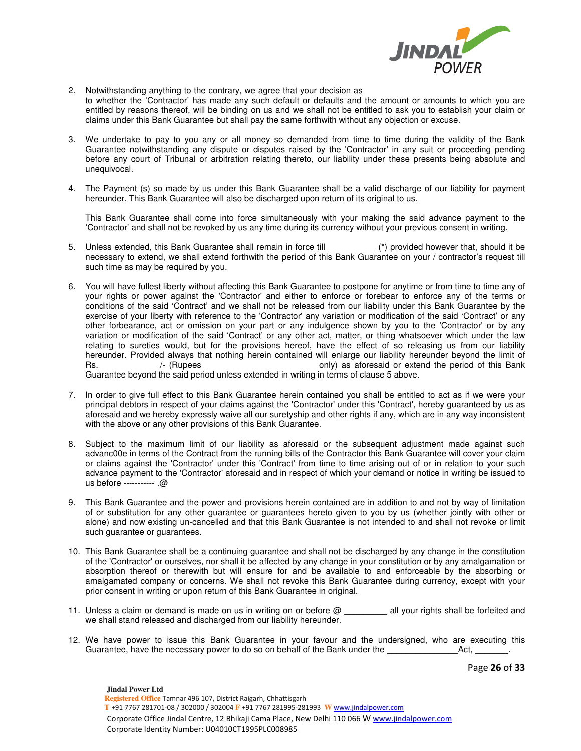2. Notwithstanding anything to the contrary, we agree that your decision as to whether the 'Contractor' has made any such default or defaults and the amount or amounts to which you are entitled by reasons thereof, will be binding on us and we shall not be entitled to ask you to establish your claim or claims under this Bank Guarantee but shall pay the same forthwith without any objection or excuse.

3. We undertake to pay to you any or all money so demanded from time to time during the validity of the Bank Guarantee notwithstanding any dispute or disputes raised by the 'Contractor' in any suit or proceeding pending before any court of Tribunal or arbitration relating thereto, our liability under these presents being absolute and unequivocal.

4. The Payment (s) so made by us under this Bank Guarantee shall be a valid discharge of our liability for payment hereunder. This Bank Guarantee will also be discharged upon return of its original to us.

   This Bank Guarantee shall come into force simultaneously with your making the said advance payment to the 'Contractor' and shall not be revoked by us any time during its currency without your previous consent in writing.

5. Unless extended, this Bank Guarantee shall remain in force till __________ (*) provided however that, should it be necessary to extend, we shall extend forthwith the period of this Bank Guarantee on your / contractor's request till such time as may be required by you.

6. You will have fullest liberty without affecting this Bank Guarantee to postpone for anytime or from time to time any of your rights or power against the 'Contractor' and either to enforce or forebear to enforce any of the terms or conditions of the said 'Contract' and we shall not be released from our liability under this Bank Guarantee by the exercise of your liberty with reference to the 'Contractor' any variation or modification of the said 'Contract' or any other forbearance, act or omission on your part or any indulgence shown by you to the 'Contractor' or by any variation or modification of the said 'Contract' or any other act, matter, or thing whatsoever which under the law relating to sureties would, but for the provisions hereof, have the effect of so releasing us from our liability hereunder. Provided always that nothing herein contained will enlarge our liability hereunder beyond the limit of Rs.____________/- (Rupees ______________________only) as aforesaid or extend the period of this Bank Guarantee beyond the said period unless extended in writing in terms of clause 5 above.

7. In order to give full effect to this Bank Guarantee herein contained you shall be entitled to act as if we were your principal debtors in respect of your claims against the 'Contractor' under this 'Contract', hereby guaranteed by us as aforesaid and we hereby expressly waive all our suretyship and other rights if any, which are in any way inconsistent with the above or any other provisions of this Bank Guarantee.

8. Subject to the maximum limit of our liability as aforesaid or the subsequent adjustment made against such advanc00e in terms of the Contract from the running bills of the Contractor this Bank Guarantee will cover your claim or claims against the 'Contractor' under this 'Contract' from time to time arising out of or in relation to your such advance payment to the 'Contractor' aforesaid and in respect of which your demand or notice in writing be issued to us before ----------- .@

9. This Bank Guarantee and the power and provisions herein contained are in addition to and not by way of limitation of or substitution for any other guarantee or guarantees hereto given to you by us (whether jointly with other or alone) and now existing un-cancelled and that this Bank Guarantee is not intended to and shall not revoke or limit such guarantee or guarantees.

10. This Bank Guarantee shall be a continuing guarantee and shall not be discharged by any change in the constitution of the 'Contractor' or ourselves, nor shall it be affected by any change in your constitution or by any amalgamation or absorption thereof or therewith but will ensure for and be available to and enforceable by the absorbing or amalgamated company or concerns. We shall not revoke this Bank Guarantee during currency, except with your prior consent in writing or upon return of this Bank Guarantee in original.

11. Unless a claim or demand is made on us in writing on or before @ _________ all your rights shall be forfeited and we shall stand released and discharged from our liability hereunder.

12. We have power to issue this Bank Guarantee in your favour and the undersigned, who are executing this Guarantee, have the necessary power to do so on behalf of the Bank under the _______________Act, _______.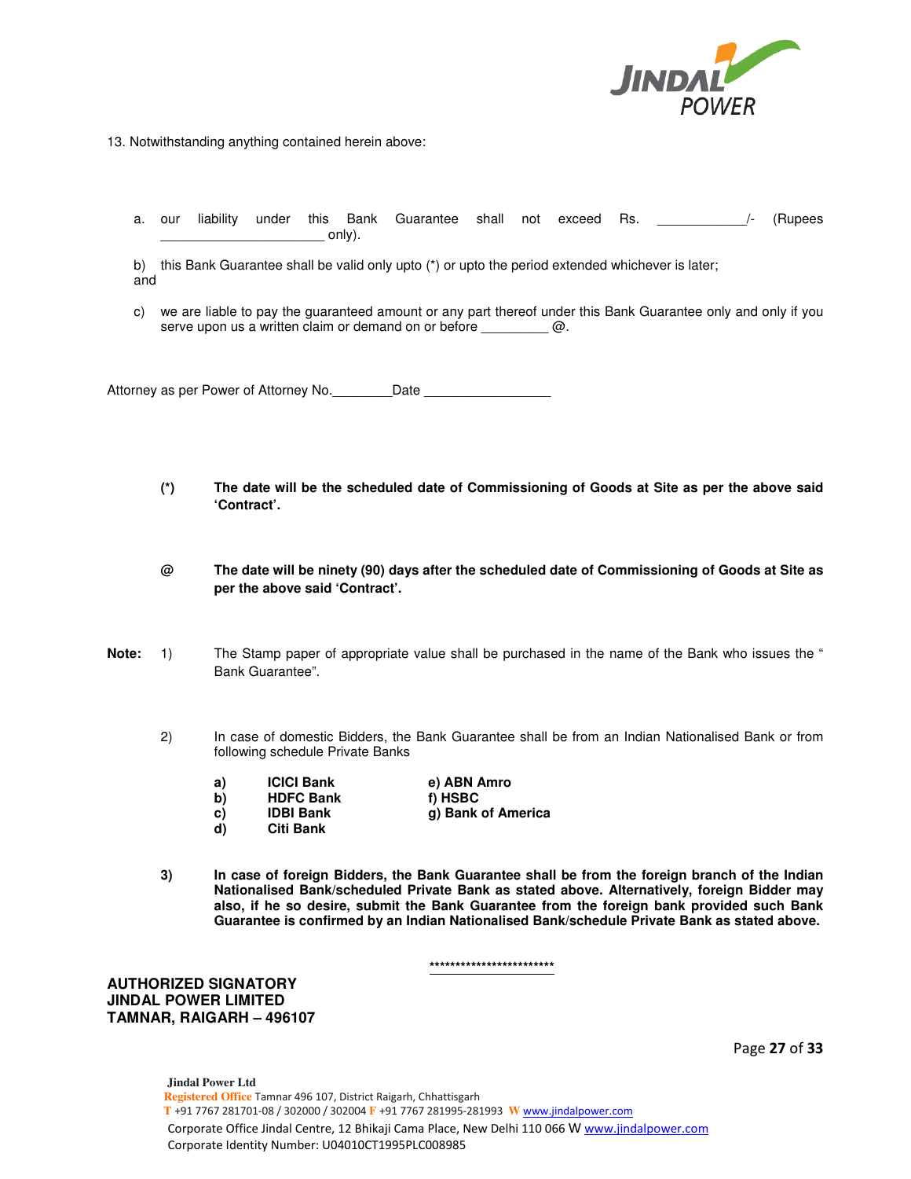13. Notwithstanding anything contained herein above:

a. our liability under this Bank Guarantee shall not exceed Rs. ____________/- (Rupees _____________________ only).

b) this Bank Guarantee shall be valid only upto (*) or upto the period extended whichever is later; and

c) we are liable to pay the guaranteed amount or any part thereof under this Bank Guarantee only and only if you serve upon us a written claim or demand on or before _________ @.

Attorney as per Power of Attorney No.________Date _________________

**(*)** **The date will be the scheduled date of Commissioning of Goods at Site as per the above said 'Contract'.**

**@** **The date will be ninety (90) days after the scheduled date of Commissioning of Goods at Site as per the above said 'Contract'.**

**Note:** 1) The Stamp paper of appropriate value shall be purchased in the name of the Bank who issues the " Bank Guarantee".

2) In case of domestic Bidders, the Bank Guarantee shall be from an Indian Nationalised Bank or from following schedule Private Banks

- **a) ICICI Bank**
- **b) HDFC Bank**
- **c) IDBI Bank**
- **d) Citi Bank**
- **e) ABN Amro**
- **f) HSBC**
- **g) Bank of America**

**3) In case of foreign Bidders, the Bank Guarantee shall be from the foreign branch of the Indian Nationalised Bank/scheduled Private Bank as stated above. Alternatively, foreign Bidder may also, if he so desire, submit the Bank Guarantee from the foreign bank provided such Bank Guarantee is confirmed by an Indian Nationalised Bank/schedule Private Bank as stated above.**

************************

**AUTHORIZED SIGNATORY**
**JINDAL POWER LIMITED**
**TAMNAR, RAIGARH – 496107**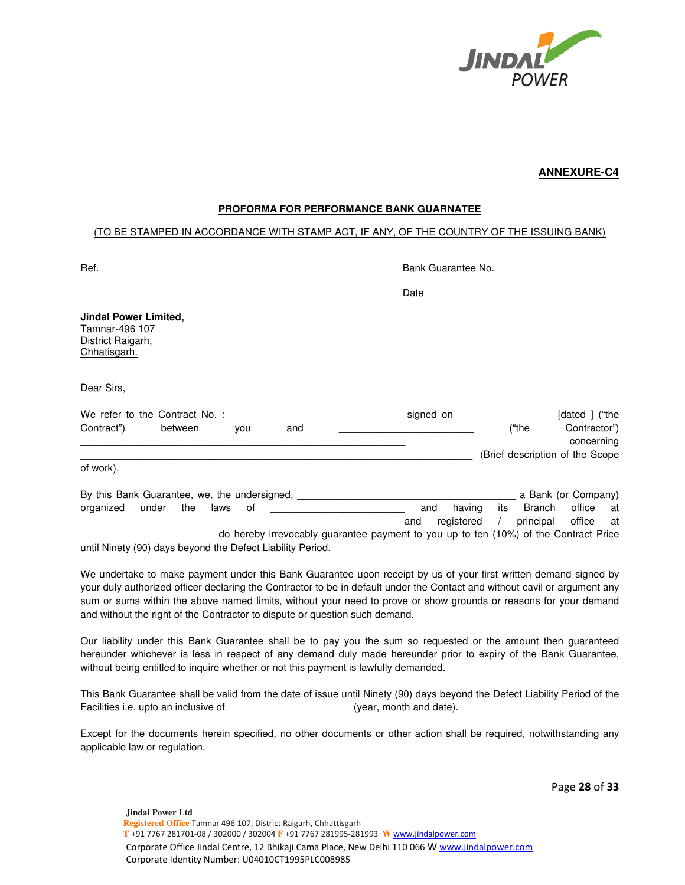**ANNEXURE-C4**

**PROFORMA FOR PERFORMANCE BANK GUARNATEE**

(TO BE STAMPED IN ACCORDANCE WITH STAMP ACT, IF ANY, OF THE COUNTRY OF THE ISSUING BANK)

Ref.______

Bank Guarantee No.

Date

**Jindal Power Limited,**
Tamnar-496 107
District Raigarh,
Chhatisgarh.

Dear Sirs,

We refer to the Contract No. : ______________________________ signed on _________________ [dated ] ("the Contract") between you and ________________________ ("the Contractor") __________________________________________________________ concerning ______________________________________________________________________ (Brief description of the Scope of work).

By this Bank Guarantee, we, the undersigned, _______________________________________ a Bank (or Company) organized under the laws of ________________________ and having its Branch office at _______________________________________________________ and registered / principal office at ________________________ do hereby irrevocably guarantee payment to you up to ten (10%) of the Contract Price until Ninety (90) days beyond the Defect Liability Period.

We undertake to make payment under this Bank Guarantee upon receipt by us of your first written demand signed by your duly authorized officer declaring the Contractor to be in default under the Contact and without cavil or argument any sum or sums within the above named limits, without your need to prove or show grounds or reasons for your demand and without the right of the Contractor to dispute or question such demand.

Our liability under this Bank Guarantee shall be to pay you the sum so requested or the amount then guaranteed hereunder whichever is less in respect of any demand duly made hereunder prior to expiry of the Bank Guarantee, without being entitled to inquire whether or not this payment is lawfully demanded.

This Bank Guarantee shall be valid from the date of issue until Ninety (90) days beyond the Defect Liability Period of the Facilities i.e. upto an inclusive of ______________________ (year, month and date).

Except for the documents herein specified, no other documents or other action shall be required, notwithstanding any applicable law or regulation.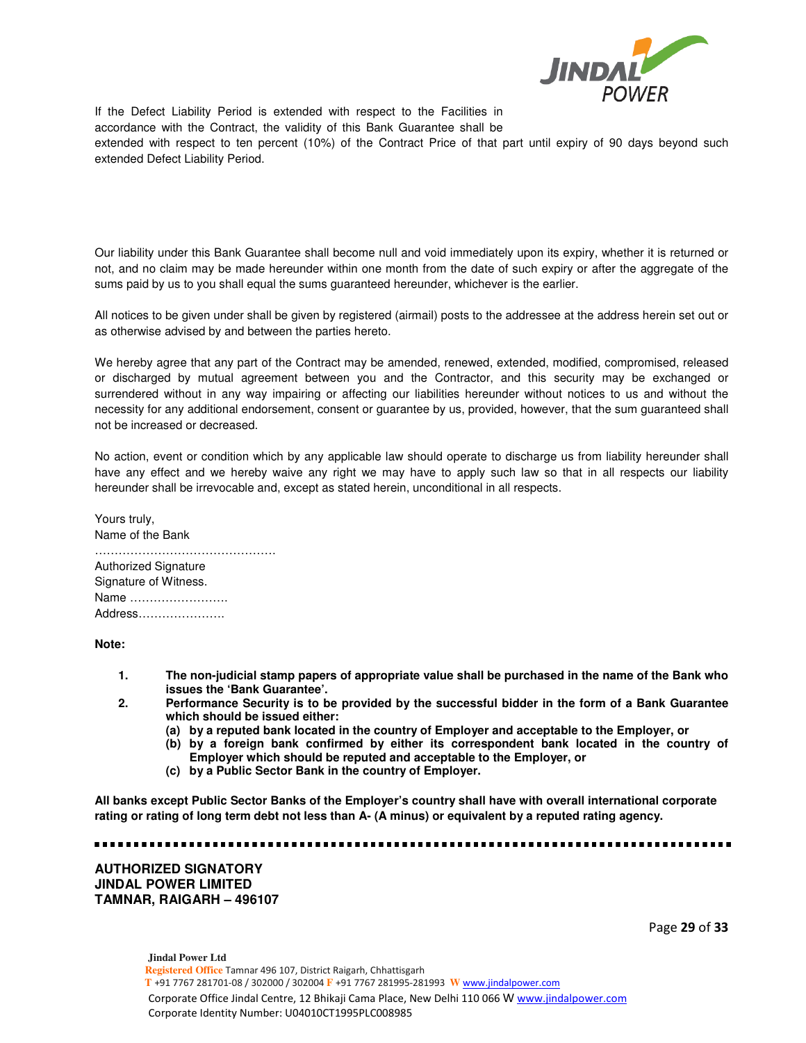If the Defect Liability Period is extended with respect to the Facilities in accordance with the Contract, the validity of this Bank Guarantee shall be extended with respect to ten percent (10%) of the Contract Price of that part until expiry of 90 days beyond such extended Defect Liability Period.

Our liability under this Bank Guarantee shall become null and void immediately upon its expiry, whether it is returned or not, and no claim may be made hereunder within one month from the date of such expiry or after the aggregate of the sums paid by us to you shall equal the sums guaranteed hereunder, whichever is the earlier.

All notices to be given under shall be given by registered (airmail) posts to the addressee at the address herein set out or as otherwise advised by and between the parties hereto.

We hereby agree that any part of the Contract may be amended, renewed, extended, modified, compromised, released or discharged by mutual agreement between you and the Contractor, and this security may be exchanged or surrendered without in any way impairing or affecting our liabilities hereunder without notices to us and without the necessity for any additional endorsement, consent or guarantee by us, provided, however, that the sum guaranteed shall not be increased or decreased.

No action, event or condition which by any applicable law should operate to discharge us from liability hereunder shall have any effect and we hereby waive any right we may have to apply such law so that in all respects our liability hereunder shall be irrevocable and, except as stated herein, unconditional in all respects.

Yours truly,
Name of the Bank
………………………………………
Authorized Signature
Signature of Witness.
Name …………………….
Address………………….

**Note:**

1. **The non-judicial stamp papers of appropriate value shall be purchased in the name of the Bank who issues the 'Bank Guarantee'.**
2. **Performance Security is to be provided by the successful bidder in the form of a Bank Guarantee which should be issued either:**
   - **(a) by a reputed bank located in the country of Employer and acceptable to the Employer, or**
   - **(b) by a foreign bank confirmed by either its correspondent bank located in the country of Employer which should be reputed and acceptable to the Employer, or**
   - **(c) by a Public Sector Bank in the country of Employer.**

**All banks except Public Sector Banks of the Employer's country shall have with overall international corporate rating or rating of long term debt not less than A- (A minus) or equivalent by a reputed rating agency.**

---

**AUTHORIZED SIGNATORY**
**JINDAL POWER LIMITED**
**TAMNAR, RAIGARH – 496107**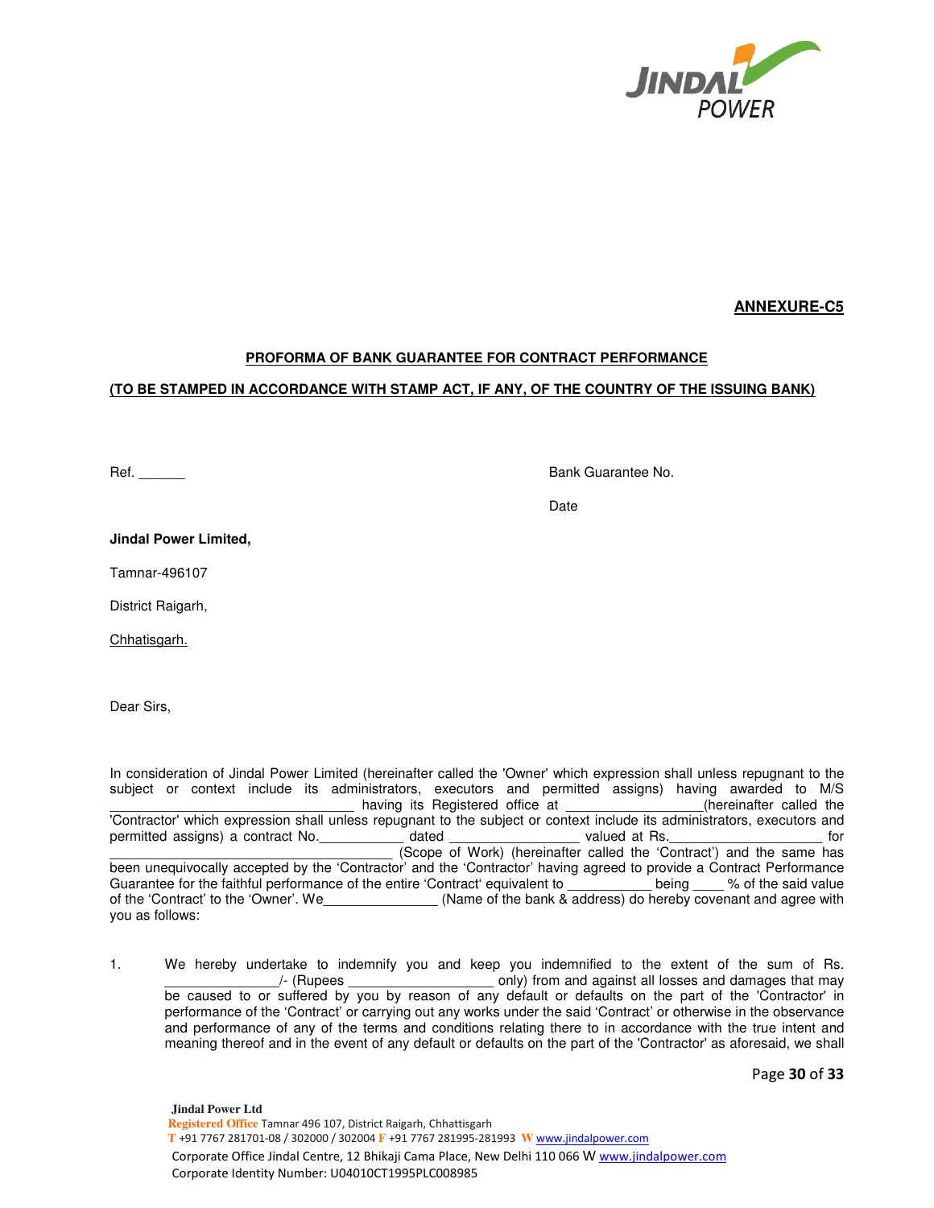**ANNEXURE-C5**

**PROFORMA OF BANK GUARANTEE FOR CONTRACT PERFORMANCE**

**(TO BE STAMPED IN ACCORDANCE WITH STAMP ACT, IF ANY, OF THE COUNTRY OF THE ISSUING BANK)**

Ref. ______ Bank Guarantee No.

Date

**Jindal Power Limited,**

Tamnar-496107

District Raigarh,

Chhatisgarh.

Dear Sirs,

In consideration of Jindal Power Limited (hereinafter called the 'Owner' which expression shall unless repugnant to the subject or context include its administrators, executors and permitted assigns) having awarded to M/S ________________________________ having its Registered office at __________________(hereinafter called the 'Contractor' which expression shall unless repugnant to the subject or context include its administrators, executors and permitted assigns) a contract No.___________ dated _________________ valued at Rs.____________________ for _____________________________________ (Scope of Work) (hereinafter called the 'Contract') and the same has been unequivocally accepted by the 'Contractor' and the 'Contractor' having agreed to provide a Contract Performance Guarantee for the faithful performance of the entire 'Contract' equivalent to ___________ being ____ % of the said value of the 'Contract' to the 'Owner'. We_______________ (Name of the bank & address) do hereby covenant and agree with you as follows:

1. We hereby undertake to indemnify you and keep you indemnified to the extent of the sum of Rs. _______________/- (Rupees ___________________ only) from and against all losses and damages that may be caused to or suffered by you by reason of any default or defaults on the part of the 'Contractor' in performance of the 'Contract' or carrying out any works under the said 'Contract' or otherwise in the observance and performance of any of the terms and conditions relating there to in accordance with the true intent and meaning thereof and in the event of any default or defaults on the part of the 'Contractor' as aforesaid, we shall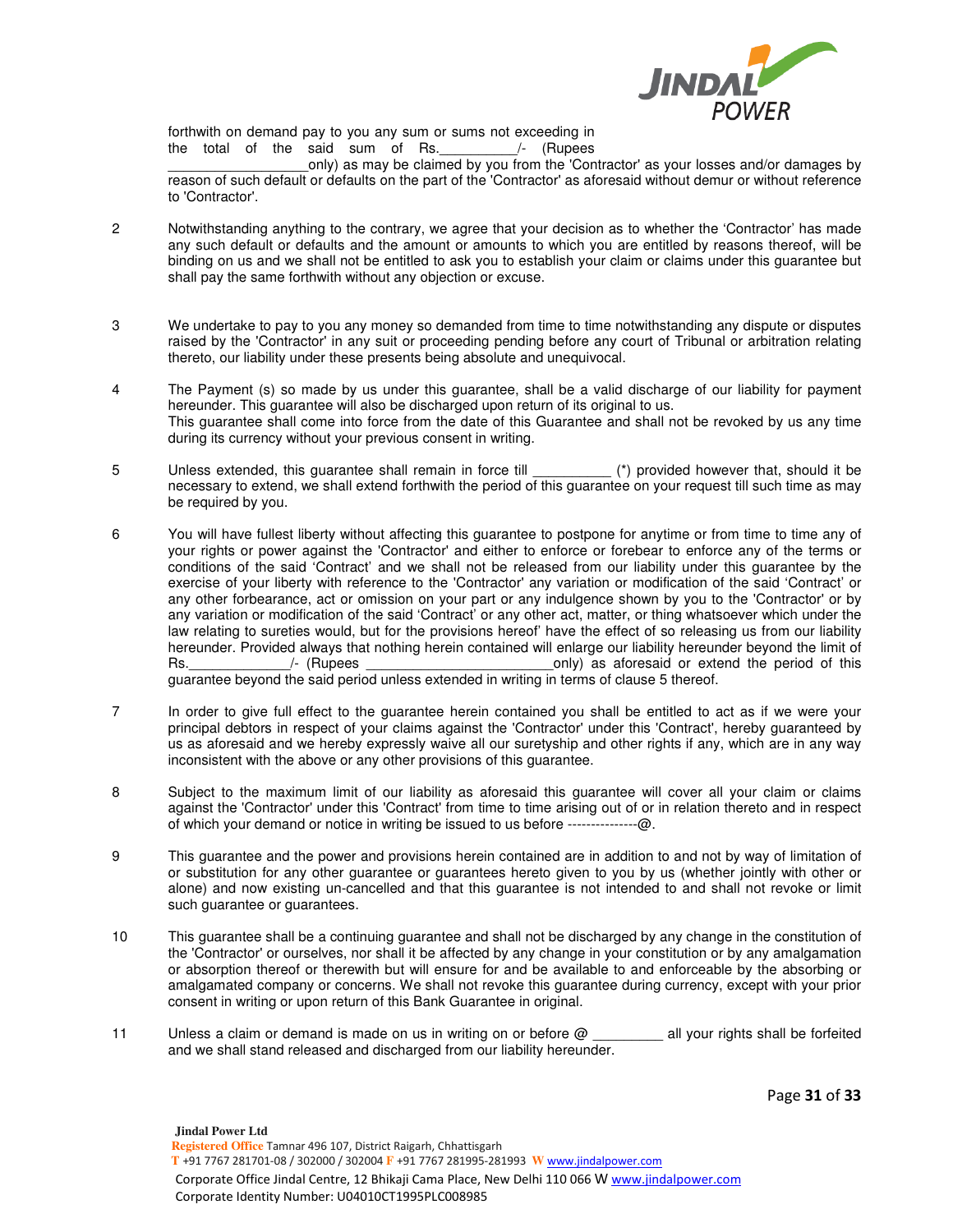forthwith on demand pay to you any sum or sums not exceeding in the total of the said sum of Rs.__________/- (Rupees __________________only) as may be claimed by you from the 'Contractor' as your losses and/or damages by reason of such default or defaults on the part of the 'Contractor' as aforesaid without demur or without reference to 'Contractor'.

2. Notwithstanding anything to the contrary, we agree that your decision as to whether the 'Contractor' has made any such default or defaults and the amount or amounts to which you are entitled by reasons thereof, will be binding on us and we shall not be entitled to ask you to establish your claim or claims under this guarantee but shall pay the same forthwith without any objection or excuse.

3. We undertake to pay to you any money so demanded from time to time notwithstanding any dispute or disputes raised by the 'Contractor' in any suit or proceeding pending before any court of Tribunal or arbitration relating thereto, our liability under these presents being absolute and unequivocal.

4. The Payment (s) so made by us under this guarantee, shall be a valid discharge of our liability for payment hereunder. This guarantee will also be discharged upon return of its original to us.
This guarantee shall come into force from the date of this Guarantee and shall not be revoked by us any time during its currency without your previous consent in writing.

5. Unless extended, this guarantee shall remain in force till __________ (*) provided however that, should it be necessary to extend, we shall extend forthwith the period of this guarantee on your request till such time as may be required by you.

6. You will have fullest liberty without affecting this guarantee to postpone for anytime or from time to time any of your rights or power against the 'Contractor' and either to enforce or forebear to enforce any of the terms or conditions of the said 'Contract' and we shall not be released from our liability under this guarantee by the exercise of your liberty with reference to the 'Contractor' any variation or modification of the said 'Contract' or any other forbearance, act or omission on your part or any indulgence shown by you to the 'Contractor' or by any variation or modification of the said 'Contract' or any other act, matter, or thing whatsoever which under the law relating to sureties would, but for the provisions hereof' have the effect of so releasing us from our liability hereunder. Provided always that nothing herein contained will enlarge our liability hereunder beyond the limit of Rs.____________/- (Rupees ______________________only) as aforesaid or extend the period of this guarantee beyond the said period unless extended in writing in terms of clause 5 thereof.

7. In order to give full effect to the guarantee herein contained you shall be entitled to act as if we were your principal debtors in respect of your claims against the 'Contractor' under this 'Contract', hereby guaranteed by us as aforesaid and we hereby expressly waive all our suretyship and other rights if any, which are in any way inconsistent with the above or any other provisions of this guarantee.

8. Subject to the maximum limit of our liability as aforesaid this guarantee will cover all your claim or claims against the 'Contractor' under this 'Contract' from time to time arising out of or in relation thereto and in respect of which your demand or notice in writing be issued to us before ---------------@.

9. This guarantee and the power and provisions herein contained are in addition to and not by way of limitation of or substitution for any other guarantee or guarantees hereto given to you by us (whether jointly with other or alone) and now existing un-cancelled and that this guarantee is not intended to and shall not revoke or limit such guarantee or guarantees.

10. This guarantee shall be a continuing guarantee and shall not be discharged by any change in the constitution of the 'Contractor' or ourselves, nor shall it be affected by any change in your constitution or by any amalgamation or absorption thereof or therewith but will ensure for and be available to and enforceable by the absorbing or amalgamated company or concerns. We shall not revoke this guarantee during currency, except with your prior consent in writing or upon return of this Bank Guarantee in original.

11. Unless a claim or demand is made on us in writing on or before @ _________ all your rights shall be forfeited and we shall stand released and discharged from our liability hereunder.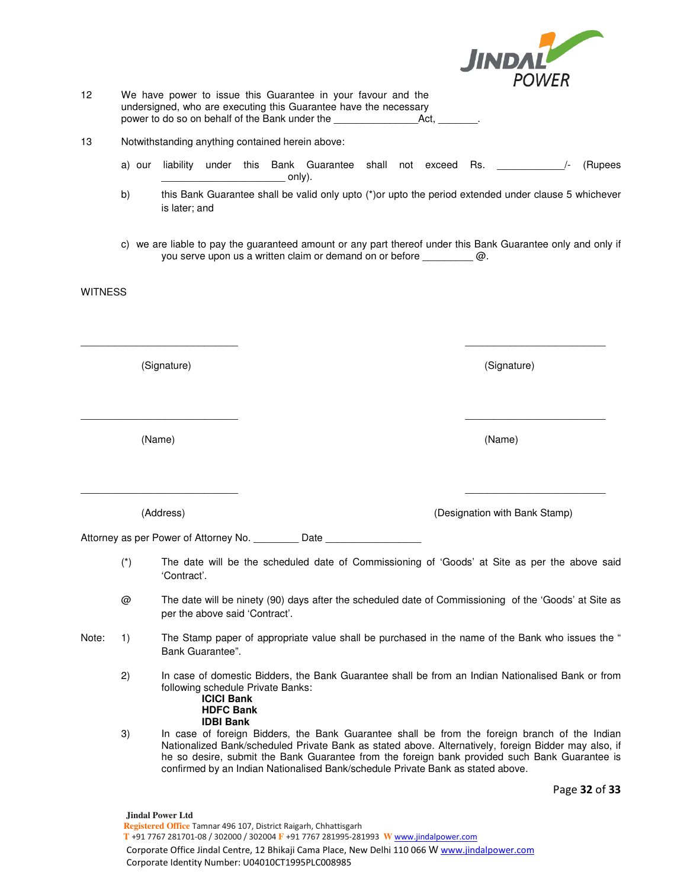12 We have power to issue this Guarantee in your favour and the undersigned, who are executing this Guarantee have the necessary power to do so on behalf of the Bank under the _______________Act, _______.

13 Notwithstanding anything contained herein above:

a) our liability under this Bank Guarantee shall not exceed Rs. ____________/- (Rupees ______________________ only).

b) this Bank Guarantee shall be valid only upto (*)or upto the period extended under clause 5 whichever is later; and

c) we are liable to pay the guaranteed amount or any part thereof under this Bank Guarantee only and only if you serve upon us a written claim or demand on or before _________ @.

WITNESS

| | |
|---|---|
| ____________________________ | _________________________ |
| (Signature) | (Signature) |
| ____________________________ | _________________________ |
| (Name) | (Name) |
| ____________________________ | _________________________ |
| (Address) | (Designation with Bank Stamp) |

Attorney as per Power of Attorney No. ________ Date _________________

(*) The date will be the scheduled date of Commissioning of 'Goods' at Site as per the above said 'Contract'.

@ The date will be ninety (90) days after the scheduled date of Commissioning of the 'Goods' at Site as per the above said 'Contract'.

Note:

1) The Stamp paper of appropriate value shall be purchased in the name of the Bank who issues the " Bank Guarantee".

2) In case of domestic Bidders, the Bank Guarantee shall be from an Indian Nationalised Bank or from following schedule Private Banks:
   - **ICICI Bank**
   - **HDFC Bank**
   - **IDBI Bank**

3) In case of foreign Bidders, the Bank Guarantee shall be from the foreign branch of the Indian Nationalized Bank/scheduled Private Bank as stated above. Alternatively, foreign Bidder may also, if he so desire, submit the Bank Guarantee from the foreign bank provided such Bank Guarantee is confirmed by an Indian Nationalised Bank/schedule Private Bank as stated above.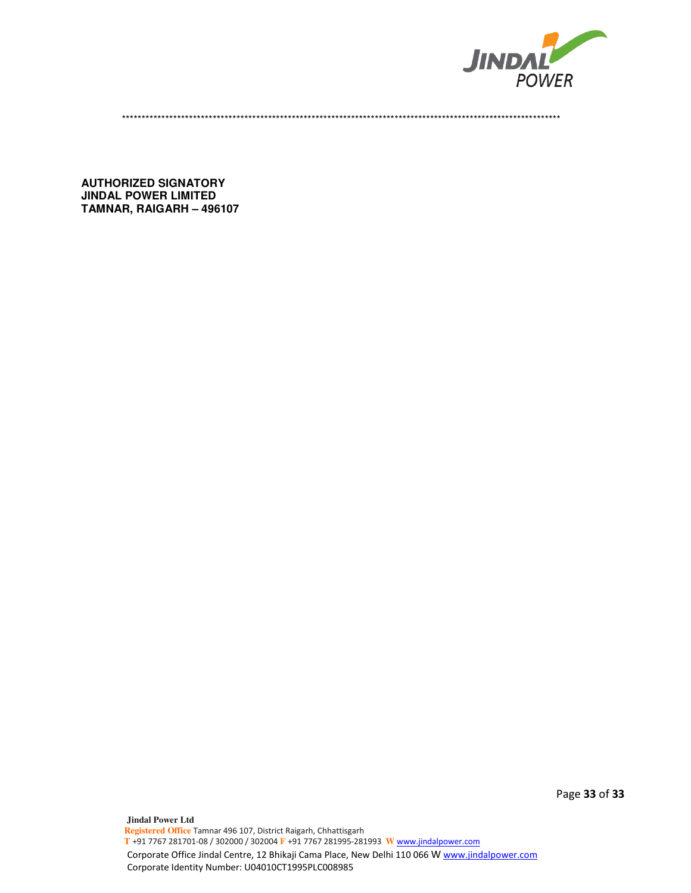*****************************************************************************************************************

**AUTHORIZED SIGNATORY**
**JINDAL POWER LIMITED**
**TAMNAR, RAIGARH – 496107**